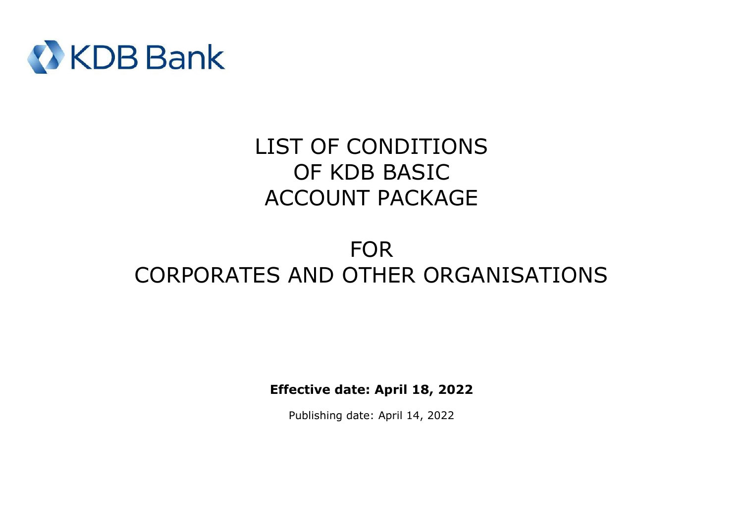KDB Bank

# LIST OF CONDITIONS OF KDB BASIC ACCOUNT PACKAGE

# FOR CORPORATES AND OTHER ORGANISATIONS

**Effective date: April 18, 2022**

Publishing date: April 14, 2022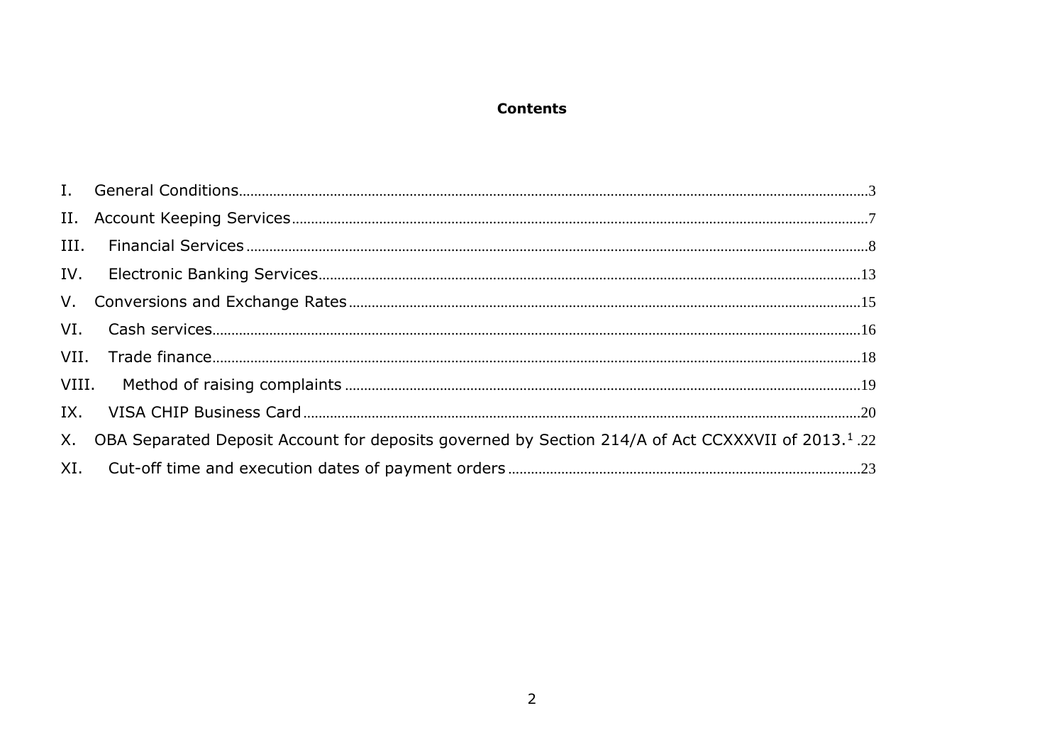# Contents

I. General Conditions ........ 3

II. Account Keeping Services ........ 7

III. Financial Services ........ 8

IV. Electronic Banking Services ........ 13

V. Conversions and Exchange Rates ........ 15

VI. Cash services ........ 16

VII. Trade finance ........ 18

VIII. Method of raising complaints ........ 19

IX. VISA CHIP Business Card ........ 20

X. OBA Separated Deposit Account for deposits governed by Section 214/A of Act CCXXXVII of 2013.[1] ........ 22

XI. Cut-off time and execution dates of payment orders ........ 23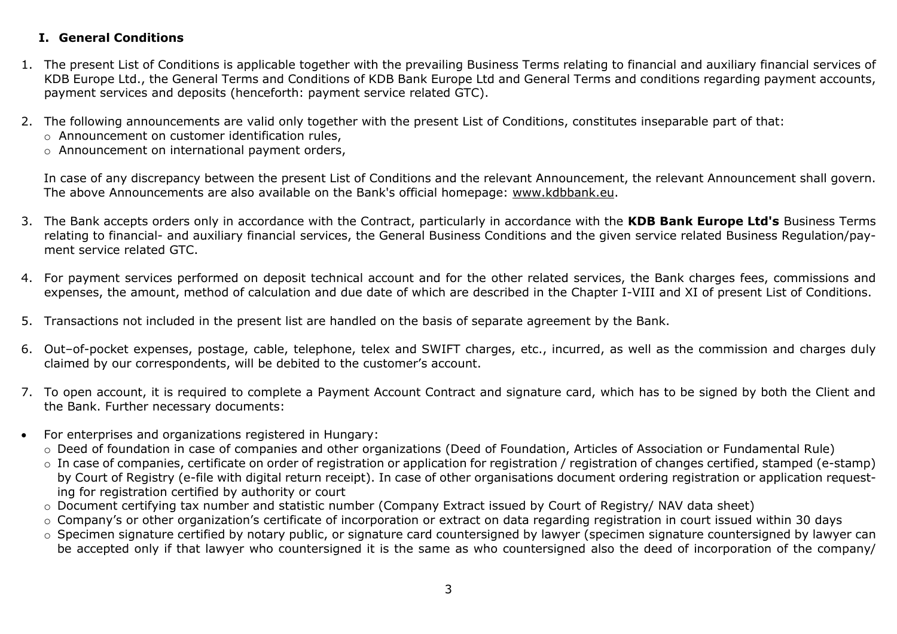## I. General Conditions

1. The present List of Conditions is applicable together with the prevailing Business Terms relating to financial and auxiliary financial services of KDB Europe Ltd., the General Terms and Conditions of KDB Bank Europe Ltd and General Terms and conditions regarding payment accounts, payment services and deposits (henceforth: payment service related GTC).

2. The following announcements are valid only together with the present List of Conditions, constitutes inseparable part of that:
   - Announcement on customer identification rules,
   - Announcement on international payment orders,

   In case of any discrepancy between the present List of Conditions and the relevant Announcement, the relevant Announcement shall govern. The above Announcements are also available on the Bank's official homepage: www.kdbbank.eu.

3. The Bank accepts orders only in accordance with the Contract, particularly in accordance with the **KDB Bank Europe Ltd's** Business Terms relating to financial- and auxiliary financial services, the General Business Conditions and the given service related Business Regulation/payment service related GTC.

4. For payment services performed on deposit technical account and for the other related services, the Bank charges fees, commissions and expenses, the amount, method of calculation and due date of which are described in the Chapter I-VIII and XI of present List of Conditions.

5. Transactions not included in the present list are handled on the basis of separate agreement by the Bank.

6. Out–of-pocket expenses, postage, cable, telephone, telex and SWIFT charges, etc., incurred, as well as the commission and charges duly claimed by our correspondents, will be debited to the customer's account.

7. To open account, it is required to complete a Payment Account Contract and signature card, which has to be signed by both the Client and the Bank. Further necessary documents:

- For enterprises and organizations registered in Hungary:
  - Deed of foundation in case of companies and other organizations (Deed of Foundation, Articles of Association or Fundamental Rule)
  - In case of companies, certificate on order of registration or application for registration / registration of changes certified, stamped (e-stamp) by Court of Registry (e-file with digital return receipt). In case of other organisations document ordering registration or application requesting for registration certified by authority or court
  - Document certifying tax number and statistic number (Company Extract issued by Court of Registry/ NAV data sheet)
  - Company's or other organization's certificate of incorporation or extract on data regarding registration in court issued within 30 days
  - Specimen signature certified by notary public, or signature card countersigned by lawyer (specimen signature countersigned by lawyer can be accepted only if that lawyer who countersigned it is the same as who countersigned also the deed of incorporation of the company/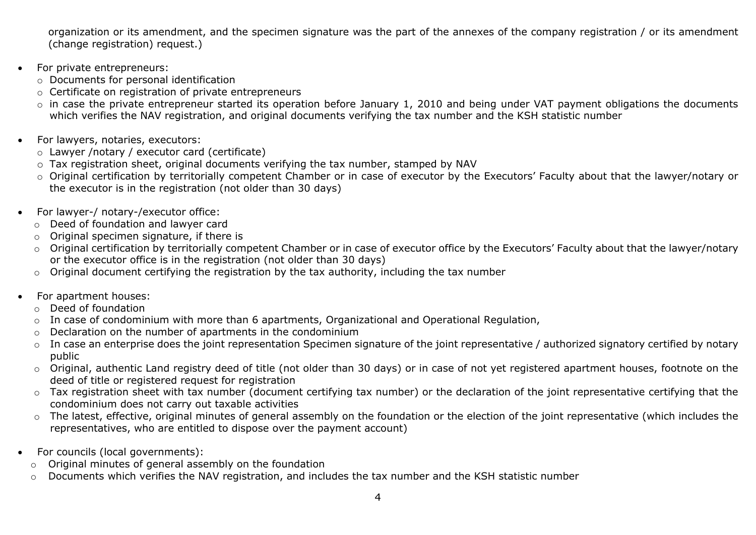organization or its amendment, and the specimen signature was the part of the annexes of the company registration / or its amendment (change registration) request.)

- For private entrepreneurs:
  - Documents for personal identification
  - Certificate on registration of private entrepreneurs
  - in case the private entrepreneur started its operation before January 1, 2010 and being under VAT payment obligations the documents which verifies the NAV registration, and original documents verifying the tax number and the KSH statistic number

- For lawyers, notaries, executors:
  - Lawyer /notary / executor card (certificate)
  - Tax registration sheet, original documents verifying the tax number, stamped by NAV
  - Original certification by territorially competent Chamber or in case of executor by the Executors' Faculty about that the lawyer/notary or the executor is in the registration (not older than 30 days)

- For lawyer-/ notary-/executor office:
  - Deed of foundation and lawyer card
  - Original specimen signature, if there is
  - Original certification by territorially competent Chamber or in case of executor office by the Executors' Faculty about that the lawyer/notary or the executor office is in the registration (not older than 30 days)
  - Original document certifying the registration by the tax authority, including the tax number

- For apartment houses:
  - Deed of foundation
  - In case of condominium with more than 6 apartments, Organizational and Operational Regulation,
  - Declaration on the number of apartments in the condominium
  - In case an enterprise does the joint representation Specimen signature of the joint representative / authorized signatory certified by notary public
  - Original, authentic Land registry deed of title (not older than 30 days) or in case of not yet registered apartment houses, footnote on the deed of title or registered request for registration
  - Tax registration sheet with tax number (document certifying tax number) or the declaration of the joint representative certifying that the condominium does not carry out taxable activities
  - The latest, effective, original minutes of general assembly on the foundation or the election of the joint representative (which includes the representatives, who are entitled to dispose over the payment account)

- For councils (local governments):
  - Original minutes of general assembly on the foundation
  - Documents which verifies the NAV registration, and includes the tax number and the KSH statistic number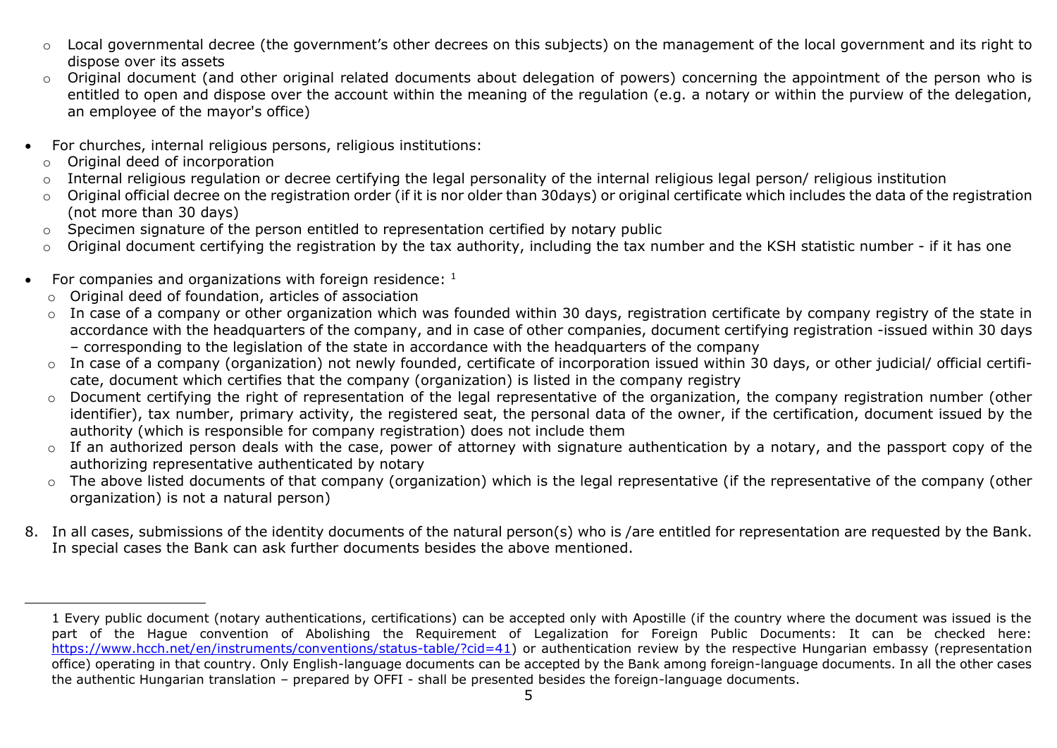- Local governmental decree (the government's other decrees on this subjects) on the management of the local government and its right to dispose over its assets
  - Original document (and other original related documents about delegation of powers) concerning the appointment of the person who is entitled to open and dispose over the account within the meaning of the regulation (e.g. a notary or within the purview of the delegation, an employee of the mayor's office)

- For churches, internal religious persons, religious institutions:
  - Original deed of incorporation
  - Internal religious regulation or decree certifying the legal personality of the internal religious legal person/ religious institution
  - Original official decree on the registration order (if it is nor older than 30days) or original certificate which includes the data of the registration (not more than 30 days)
  - Specimen signature of the person entitled to representation certified by notary public
  - Original document certifying the registration by the tax authority, including the tax number and the KSH statistic number - if it has one

- For companies and organizations with foreign residence: [1]
  - Original deed of foundation, articles of association
  - In case of a company or other organization which was founded within 30 days, registration certificate by company registry of the state in accordance with the headquarters of the company, and in case of other companies, document certifying registration -issued within 30 days – corresponding to the legislation of the state in accordance with the headquarters of the company
  - In case of a company (organization) not newly founded, certificate of incorporation issued within 30 days, or other judicial/ official certificate, document which certifies that the company (organization) is listed in the company registry
  - Document certifying the right of representation of the legal representative of the organization, the company registration number (other identifier), tax number, primary activity, the registered seat, the personal data of the owner, if the certification, document issued by the authority (which is responsible for company registration) does not include them
  - If an authorized person deals with the case, power of attorney with signature authentication by a notary, and the passport copy of the authorizing representative authenticated by notary
  - The above listed documents of that company (organization) which is the legal representative (if the representative of the company (other organization) is not a natural person)

8. In all cases, submissions of the identity documents of the natural person(s) who is /are entitled for representation are requested by the Bank. In special cases the Bank can ask further documents besides the above mentioned.

---

[1] Every public document (notary authentications, certifications) can be accepted only with Apostille (if the country where the document was issued is the part of the Hague convention of Abolishing the Requirement of Legalization for Foreign Public Documents: It can be checked here: https://www.hcch.net/en/instruments/conventions/status-table/?cid=41) or authentication review by the respective Hungarian embassy (representation office) operating in that country. Only English-language documents can be accepted by the Bank among foreign-language documents. In all the other cases the authentic Hungarian translation – prepared by OFFI - shall be presented besides the foreign-language documents.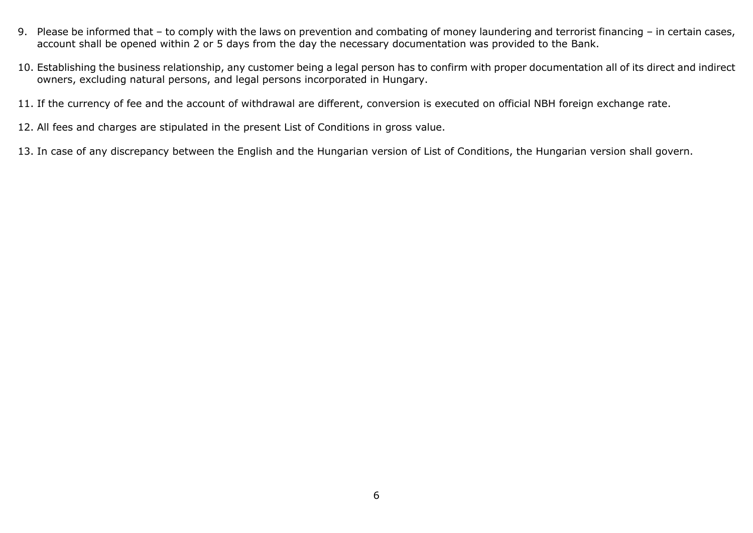9. Please be informed that – to comply with the laws on prevention and combating of money laundering and terrorist financing – in certain cases, account shall be opened within 2 or 5 days from the day the necessary documentation was provided to the Bank.

10. Establishing the business relationship, any customer being a legal person has to confirm with proper documentation all of its direct and indirect owners, excluding natural persons, and legal persons incorporated in Hungary.

11. If the currency of fee and the account of withdrawal are different, conversion is executed on official NBH foreign exchange rate.

12. All fees and charges are stipulated in the present List of Conditions in gross value.

13. In case of any discrepancy between the English and the Hungarian version of List of Conditions, the Hungarian version shall govern.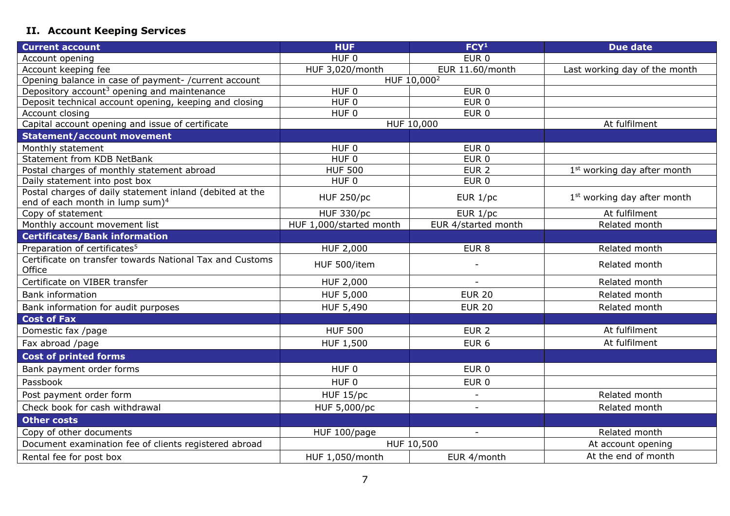## II. Account Keeping Services

| Current account | HUF | FCY[1] | Due date |
|---|---|---|---|
| Account opening | HUF 0 | EUR 0 | |
| Account keeping fee | HUF 3,020/month | EUR 11.60/month | Last working day of the month |
| Opening balance in case of payment- /current account | HUF 10,000[2] | | |
| Depository account[3] opening and maintenance | HUF 0 | EUR 0 | |
| Deposit technical account opening, keeping and closing | HUF 0 | EUR 0 | |
| Account closing | HUF 0 | EUR 0 | |
| Capital account opening and issue of certificate | HUF 10,000 | | At fulfilment |
| **Statement/account movement** | | | |
| Monthly statement | HUF 0 | EUR 0 | |
| Statement from KDB NetBank | HUF 0 | EUR 0 | |
| Postal charges of monthly statement abroad | HUF 500 | EUR 2 | 1st working day after month |
| Daily statement into post box | HUF 0 | EUR 0 | |
| Postal charges of daily statement inland (debited at the end of each month in lump sum)[4] | HUF 250/pc | EUR 1/pc | 1st working day after month |
| Copy of statement | HUF 330/pc | EUR 1/pc | At fulfilment |
| Monthly account movement list | HUF 1,000/started month | EUR 4/started month | Related month |
| **Certificates/Bank information** | | | |
| Preparation of certificates[5] | HUF 2,000 | EUR 8 | Related month |
| Certificate on transfer towards National Tax and Customs Office | HUF 500/item | - | Related month |
| Certificate on VIBER transfer | HUF 2,000 | - | Related month |
| Bank information | HUF 5,000 | EUR 20 | Related month |
| Bank information for audit purposes | HUF 5,490 | EUR 20 | Related month |
| **Cost of Fax** | | | |
| Domestic fax /page | HUF 500 | EUR 2 | At fulfilment |
| Fax abroad /page | HUF 1,500 | EUR 6 | At fulfilment |
| **Cost of printed forms** | | | |
| Bank payment order forms | HUF 0 | EUR 0 | |
| Passbook | HUF 0 | EUR 0 | |
| Post payment order form | HUF 15/pc | - | Related month |
| Check book for cash withdrawal | HUF 5,000/pc | - | Related month |
| **Other costs** | | | |
| Copy of other documents | HUF 100/page | - | Related month |
| Document examination fee of clients registered abroad | HUF 10,500 | | At account opening |
| Rental fee for post box | HUF 1,050/month | EUR 4/month | At the end of month |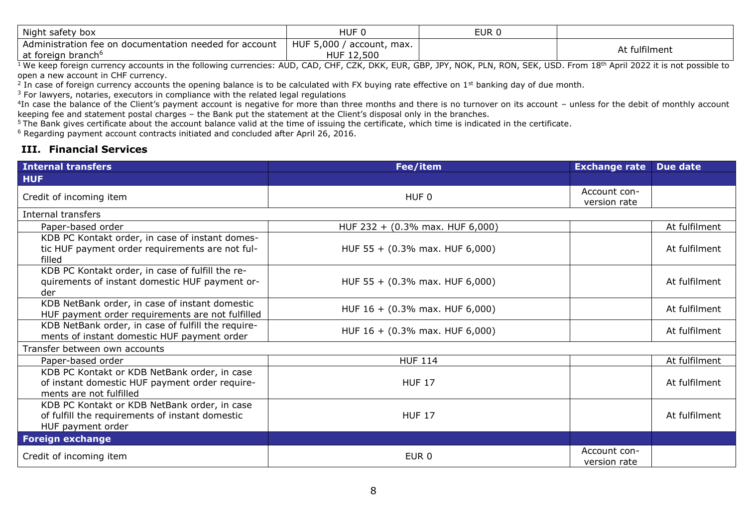| | | | |
|---|---|---|---|
| Night safety box | HUF 0 | EUR 0 | |
| Administration fee on documentation needed for account at foreign branch[6] | HUF 5,000 / account, max. HUF 12,500 | | At fulfilment |

[1] We keep foreign currency accounts in the following currencies: AUD, CAD, CHF, CZK, DKK, EUR, GBP, JPY, NOK, PLN, RON, SEK, USD. From 18th April 2022 it is not possible to open a new account in CHF currency.
[2] In case of foreign currency accounts the opening balance is to be calculated with FX buying rate effective on 1st banking day of due month.
[3] For lawyers, notaries, executors in compliance with the related legal regulations
[4] In case the balance of the Client's payment account is negative for more than three months and there is no turnover on its account – unless for the debit of monthly account keeping fee and statement postal charges – the Bank put the statement at the Client's disposal only in the branches.
[5] The Bank gives certificate about the account balance valid at the time of issuing the certificate, which time is indicated in the certificate.
[6] Regarding payment account contracts initiated and concluded after April 26, 2016.

## III. Financial Services

| Internal transfers | Fee/item | Exchange rate | Due date |
|---|---|---|---|
| **HUF** | | | |
| Credit of incoming item | HUF 0 | Account conversion rate | |
| Internal transfers | | | |
| Paper-based order | HUF 232 + (0.3% max. HUF 6,000) | | At fulfilment |
| KDB PC Kontakt order, in case of instant domestic HUF payment order requirements are not fulfilled | HUF 55 + (0.3% max. HUF 6,000) | | At fulfilment |
| KDB PC Kontakt order, in case of fulfill the requirements of instant domestic HUF payment order | HUF 55 + (0.3% max. HUF 6,000) | | At fulfilment |
| KDB NetBank order, in case of instant domestic HUF payment order requirements are not fulfilled | HUF 16 + (0.3% max. HUF 6,000) | | At fulfilment |
| KDB NetBank order, in case of fulfill the requirements of instant domestic HUF payment order | HUF 16 + (0.3% max. HUF 6,000) | | At fulfilment |
| Transfer between own accounts | | | |
| Paper-based order | HUF 114 | | At fulfilment |
| KDB PC Kontakt or KDB NetBank order, in case of instant domestic HUF payment order requirements are not fulfilled | HUF 17 | | At fulfilment |
| KDB PC Kontakt or KDB NetBank order, in case of fulfill the requirements of instant domestic HUF payment order | HUF 17 | | At fulfilment |
| **Foreign exchange** | | | |
| Credit of incoming item | EUR 0 | Account conversion rate | |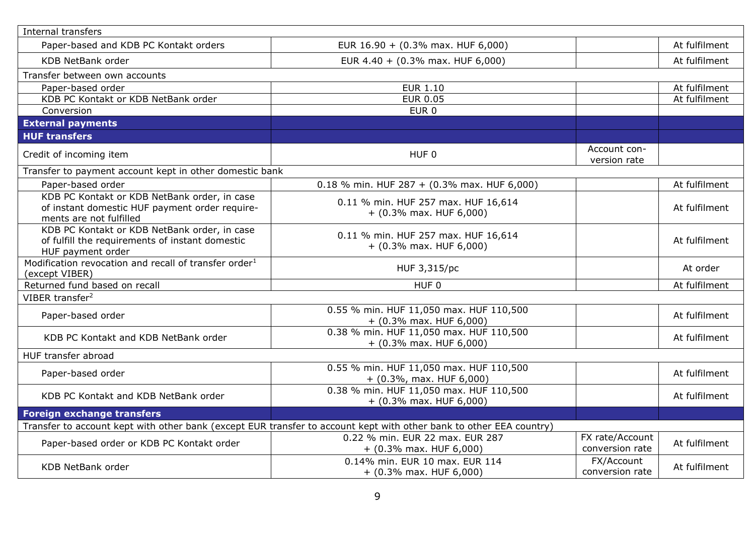| Internal transfers | | | |
|---|---|---|---|
| Paper-based and KDB PC Kontakt orders | EUR 16.90 + (0.3% max. HUF 6,000) | | At fulfilment |
| KDB NetBank order | EUR 4.40 + (0.3% max. HUF 6,000) | | At fulfilment |
| Transfer between own accounts | | | |
| Paper-based order | EUR 1.10 | | At fulfilment |
| KDB PC Kontakt or KDB NetBank order | EUR 0.05 | | At fulfilment |
| Conversion | EUR 0 | | |
| **External payments** | | | |
| **HUF transfers** | | | |
| Credit of incoming item | HUF 0 | Account conversion rate | |
| Transfer to payment account kept in other domestic bank | | | |
| Paper-based order | 0.18 % min. HUF 287 + (0.3% max. HUF 6,000) | | At fulfilment |
| KDB PC Kontakt or KDB NetBank order, in case of instant domestic HUF payment order requirements are not fulfilled | 0.11 % min. HUF 257 max. HUF 16,614 + (0.3% max. HUF 6,000) | | At fulfilment |
| KDB PC Kontakt or KDB NetBank order, in case of fulfill the requirements of instant domestic HUF payment order | 0.11 % min. HUF 257 max. HUF 16,614 + (0.3% max. HUF 6,000) | | At fulfilment |
| Modification revocation and recall of transfer order[1] (except VIBER) | HUF 3,315/pc | | At order |
| Returned fund based on recall | HUF 0 | | At fulfilment |
| VIBER transfer[2] | | | |
| Paper-based order | 0.55 % min. HUF 11,050 max. HUF 110,500 + (0.3% max. HUF 6,000) | | At fulfilment |
| KDB PC Kontakt and KDB NetBank order | 0.38 % min. HUF 11,050 max. HUF 110,500 + (0.3% max. HUF 6,000) | | At fulfilment |
| HUF transfer abroad | | | |
| Paper-based order | 0.55 % min. HUF 11,050 max. HUF 110,500 + (0.3%, max. HUF 6,000) | | At fulfilment |
| KDB PC Kontakt and KDB NetBank order | 0.38 % min. HUF 11,050 max. HUF 110,500 + (0.3% max. HUF 6,000) | | At fulfilment |
| **Foreign exchange transfers** | | | |
| Transfer to account kept with other bank (except EUR transfer to account kept with other bank to other EEA country) | | | |
| Paper-based order or KDB PC Kontakt order | 0.22 % min. EUR 22 max. EUR 287 + (0.3% max. HUF 6,000) | FX rate/Account conversion rate | At fulfilment |
| KDB NetBank order | 0.14% min. EUR 10 max. EUR 114 + (0.3% max. HUF 6,000) | FX/Account conversion rate | At fulfilment |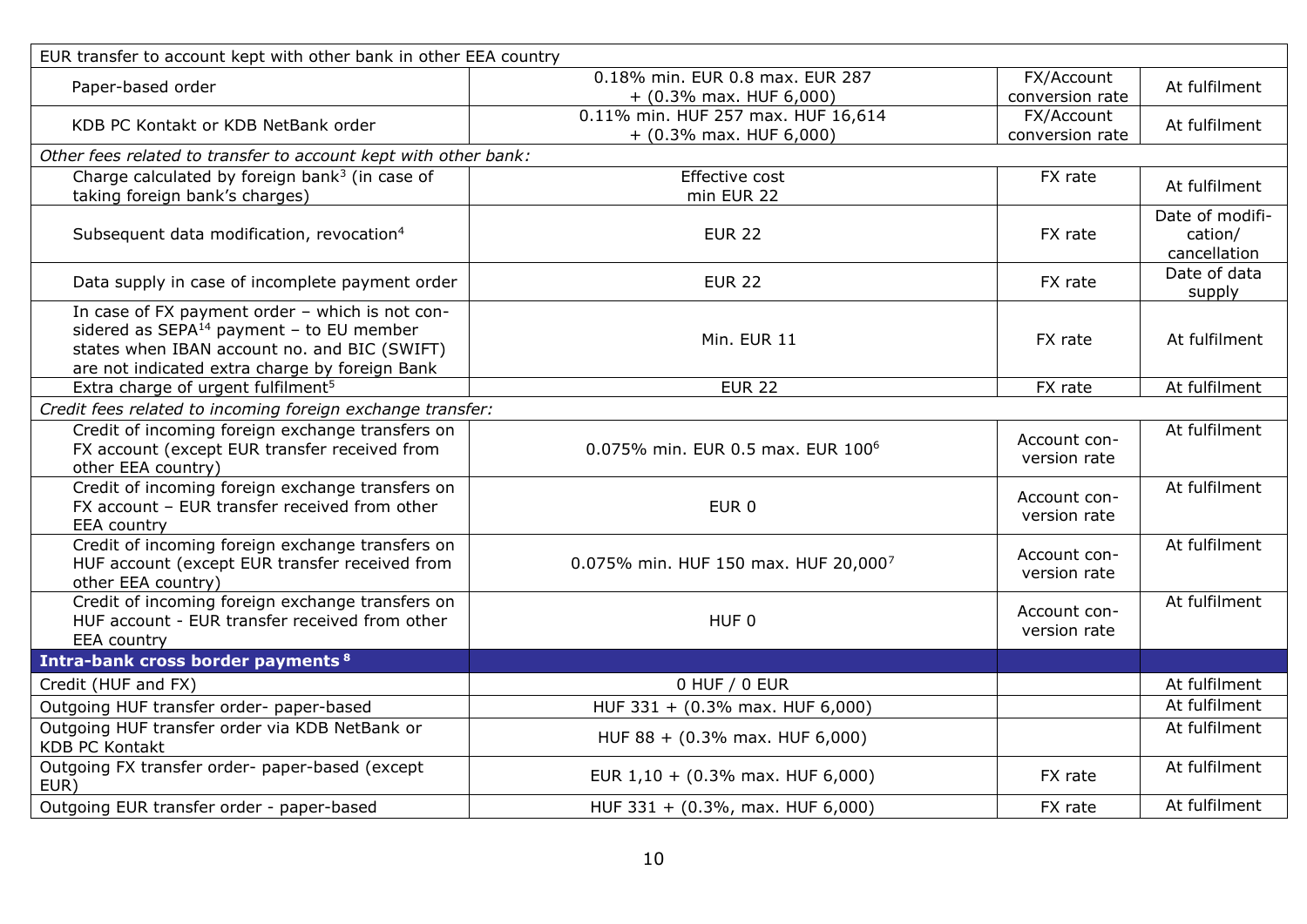| EUR transfer to account kept with other bank in other EEA country | | | |
|---|---|---|---|
| Paper-based order | 0.18% min. EUR 0.8 max. EUR 287 + (0.3% max. HUF 6,000) | FX/Account conversion rate | At fulfilment |
| KDB PC Kontakt or KDB NetBank order | 0.11% min. HUF 257 max. HUF 16,614 + (0.3% max. HUF 6,000) | FX/Account conversion rate | At fulfilment |
| *Other fees related to transfer to account kept with other bank:* | | | |
| Charge calculated by foreign bank[3] (in case of taking foreign bank's charges) | Effective cost min EUR 22 | FX rate | At fulfilment |
| Subsequent data modification, revocation[4] | EUR 22 | FX rate | Date of modification/ cancellation |
| Data supply in case of incomplete payment order | EUR 22 | FX rate | Date of data supply |
| In case of FX payment order – which is not considered as SEPA[14] payment – to EU member states when IBAN account no. and BIC (SWIFT) are not indicated extra charge by foreign Bank | Min. EUR 11 | FX rate | At fulfilment |
| Extra charge of urgent fulfilment[5] | EUR 22 | FX rate | At fulfilment |
| *Credit fees related to incoming foreign exchange transfer:* | | | |
| Credit of incoming foreign exchange transfers on FX account (except EUR transfer received from other EEA country) | 0.075% min. EUR 0.5 max. EUR 100[6] | Account conversion rate | At fulfilment |
| Credit of incoming foreign exchange transfers on FX account – EUR transfer received from other EEA country | EUR 0 | Account conversion rate | At fulfilment |
| Credit of incoming foreign exchange transfers on HUF account (except EUR transfer received from other EEA country) | 0.075% min. HUF 150 max. HUF 20,000[7] | Account conversion rate | At fulfilment |
| Credit of incoming foreign exchange transfers on HUF account - EUR transfer received from other EEA country | HUF 0 | Account conversion rate | At fulfilment |
| **Intra-bank cross border payments [8]** | | | |
| Credit (HUF and FX) | 0 HUF / 0 EUR | | At fulfilment |
| Outgoing HUF transfer order- paper-based | HUF 331 + (0.3% max. HUF 6,000) | | At fulfilment |
| Outgoing HUF transfer order via KDB NetBank or KDB PC Kontakt | HUF 88 + (0.3% max. HUF 6,000) | | At fulfilment |
| Outgoing FX transfer order- paper-based (except EUR) | EUR 1,10 + (0.3% max. HUF 6,000) | FX rate | At fulfilment |
| Outgoing EUR transfer order - paper-based | HUF 331 + (0.3%, max. HUF 6,000) | FX rate | At fulfilment |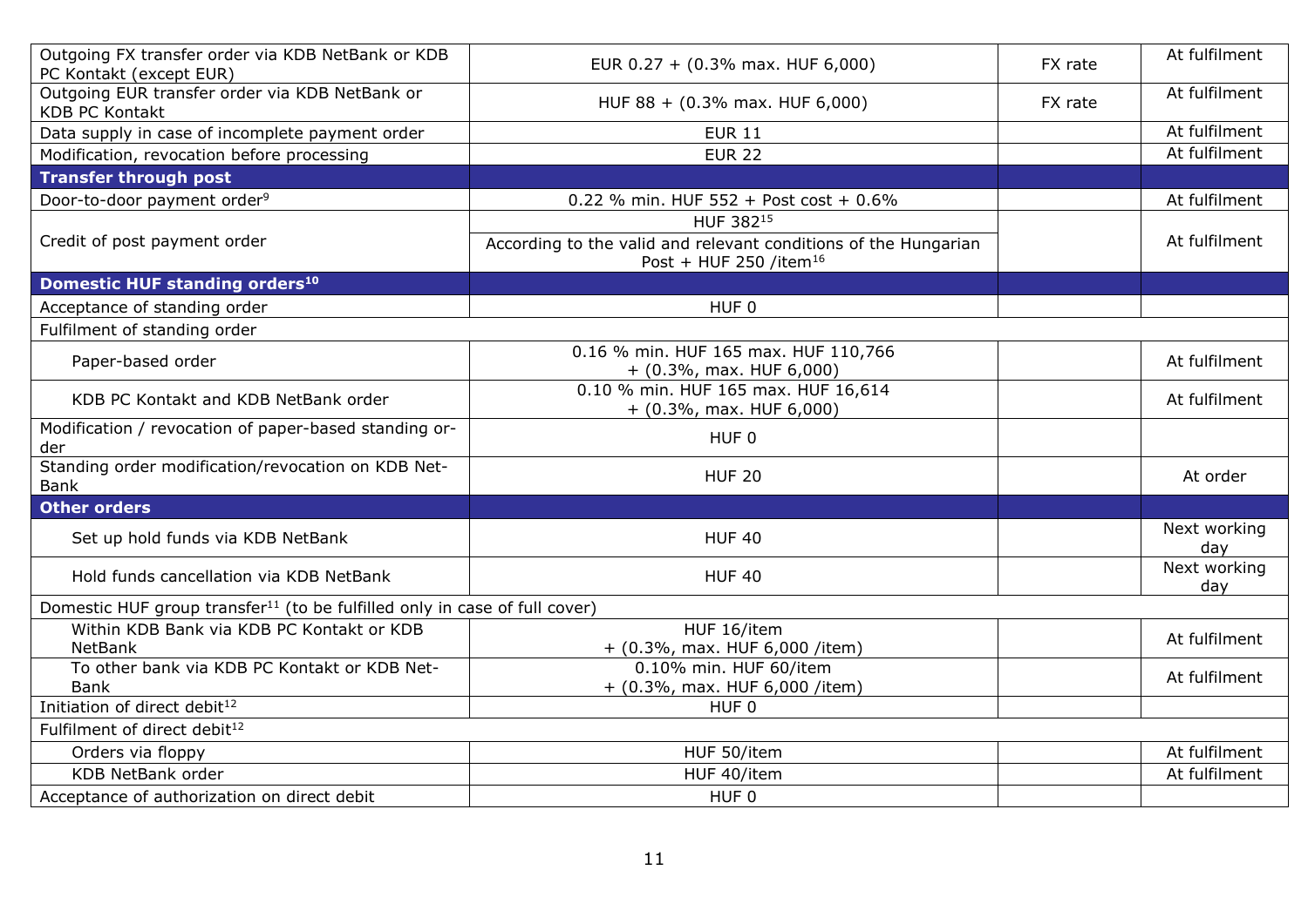| | | | |
|---|---|---|---|
| Outgoing FX transfer order via KDB NetBank or KDB PC Kontakt (except EUR) | EUR 0.27 + (0.3% max. HUF 6,000) | FX rate | At fulfilment |
| Outgoing EUR transfer order via KDB NetBank or KDB PC Kontakt | HUF 88 + (0.3% max. HUF 6,000) | FX rate | At fulfilment |
| Data supply in case of incomplete payment order | EUR 11 | | At fulfilment |
| Modification, revocation before processing | EUR 22 | | At fulfilment |
| **Transfer through post** | | | |
| Door-to-door payment order[9] | 0.22 % min. HUF 552 + Post cost + 0.6% | | At fulfilment |
| Credit of post payment order | HUF 382[15] | | At fulfilment |
| | According to the valid and relevant conditions of the Hungarian Post + HUF 250 /item[16] | | |
| **Domestic HUF standing orders[10]** | | | |
| Acceptance of standing order | HUF 0 | | |
| Fulfilment of standing order | | | |
| Paper-based order | 0.16 % min. HUF 165 max. HUF 110,766 + (0.3%, max. HUF 6,000) | | At fulfilment |
| KDB PC Kontakt and KDB NetBank order | 0.10 % min. HUF 165 max. HUF 16,614 + (0.3%, max. HUF 6,000) | | At fulfilment |
| Modification / revocation of paper-based standing order | HUF 0 | | |
| Standing order modification/revocation on KDB NetBank | HUF 20 | | At order |
| **Other orders** | | | |
| Set up hold funds via KDB NetBank | HUF 40 | | Next working day |
| Hold funds cancellation via KDB NetBank | HUF 40 | | Next working day |
| Domestic HUF group transfer[11] (to be fulfilled only in case of full cover) | | | |
| Within KDB Bank via KDB PC Kontakt or KDB NetBank | HUF 16/item + (0.3%, max. HUF 6,000 /item) | | At fulfilment |
| To other bank via KDB PC Kontakt or KDB NetBank | 0.10% min. HUF 60/item + (0.3%, max. HUF 6,000 /item) | | At fulfilment |
| Initiation of direct debit[12] | HUF 0 | | |
| Fulfilment of direct debit[12] | | | |
| Orders via floppy | HUF 50/item | | At fulfilment |
| KDB NetBank order | HUF 40/item | | At fulfilment |
| Acceptance of authorization on direct debit | HUF 0 | | |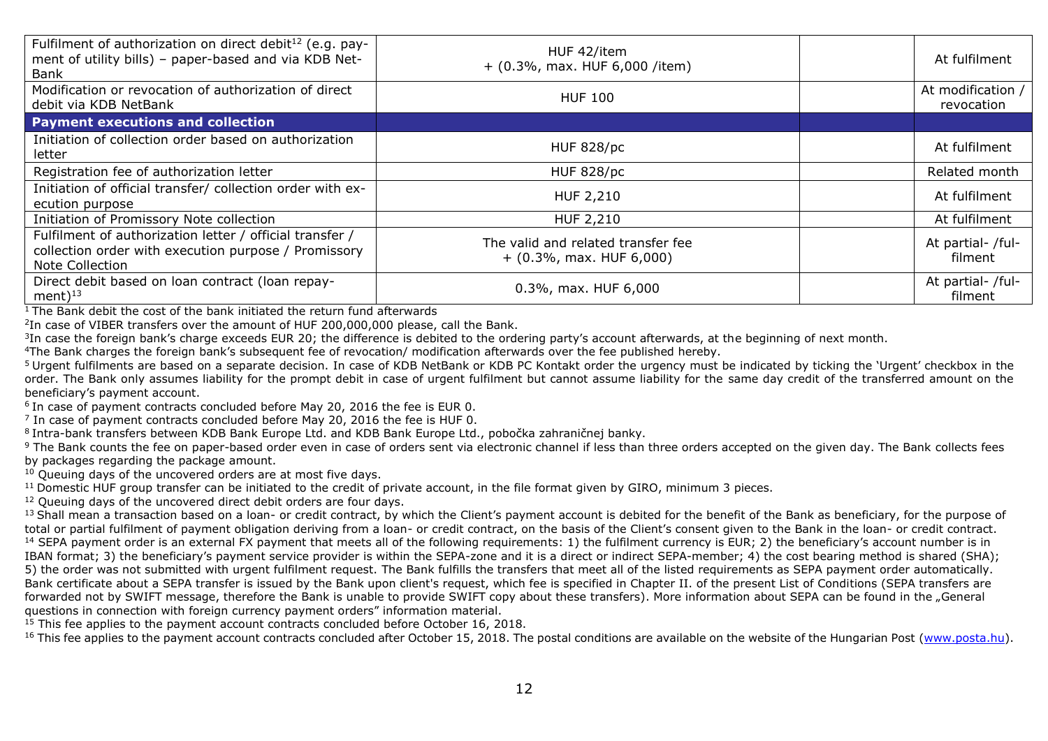| | | | |
|---|---|---|---|
| Fulfilment of authorization on direct debit[12] (e.g. payment of utility bills) – paper-based and via KDB NetBank | HUF 42/item + (0.3%, max. HUF 6,000 /item) | | At fulfilment |
| Modification or revocation of authorization of direct debit via KDB NetBank | HUF 100 | | At modification / revocation |
| **Payment executions and collection** | | | |
| Initiation of collection order based on authorization letter | HUF 828/pc | | At fulfilment |
| Registration fee of authorization letter | HUF 828/pc | | Related month |
| Initiation of official transfer/ collection order with execution purpose | HUF 2,210 | | At fulfilment |
| Initiation of Promissory Note collection | HUF 2,210 | | At fulfilment |
| Fulfilment of authorization letter / official transfer / collection order with execution purpose / Promissory Note Collection | The valid and related transfer fee + (0.3%, max. HUF 6,000) | | At partial- /fulfilment |
| Direct debit based on loan contract (loan repayment)[13] | 0.3%, max. HUF 6,000 | | At partial- /fulfilment |

[1] The Bank debit the cost of the bank initiated the return fund afterwards

[2] In case of VIBER transfers over the amount of HUF 200,000,000 please, call the Bank.

[3] In case the foreign bank's charge exceeds EUR 20; the difference is debited to the ordering party's account afterwards, at the beginning of next month.

[4] The Bank charges the foreign bank's subsequent fee of revocation/ modification afterwards over the fee published hereby.

[5] Urgent fulfilments are based on a separate decision. In case of KDB NetBank or KDB PC Kontakt order the urgency must be indicated by ticking the 'Urgent' checkbox in the order. The Bank only assumes liability for the prompt debit in case of urgent fulfilment but cannot assume liability for the same day credit of the transferred amount on the beneficiary's payment account.

[6] In case of payment contracts concluded before May 20, 2016 the fee is EUR 0.

[7] In case of payment contracts concluded before May 20, 2016 the fee is HUF 0.

[8] Intra-bank transfers between KDB Bank Europe Ltd. and KDB Bank Europe Ltd., pobočka zahraničnej banky.

[9] The Bank counts the fee on paper-based order even in case of orders sent via electronic channel if less than three orders accepted on the given day. The Bank collects fees by packages regarding the package amount.

[10] Queuing days of the uncovered orders are at most five days.

[11] Domestic HUF group transfer can be initiated to the credit of private account, in the file format given by GIRO, minimum 3 pieces.

[12] Queuing days of the uncovered direct debit orders are four days.

[13] Shall mean a transaction based on a loan- or credit contract, by which the Client's payment account is debited for the benefit of the Bank as beneficiary, for the purpose of total or partial fulfilment of payment obligation deriving from a loan- or credit contract, on the basis of the Client's consent given to the Bank in the loan- or credit contract.

[14] SEPA payment order is an external FX payment that meets all of the following requirements: 1) the fulfilment currency is EUR; 2) the beneficiary's account number is in IBAN format; 3) the beneficiary's payment service provider is within the SEPA-zone and it is a direct or indirect SEPA-member; 4) the cost bearing method is shared (SHA); 5) the order was not submitted with urgent fulfilment request. The Bank fulfills the transfers that meet all of the listed requirements as SEPA payment order automatically. Bank certificate about a SEPA transfer is issued by the Bank upon client's request, which fee is specified in Chapter II. of the present List of Conditions (SEPA transfers are forwarded not by SWIFT message, therefore the Bank is unable to provide SWIFT copy about these transfers). More information about SEPA can be found in the „General questions in connection with foreign currency payment orders" information material.

[15] This fee applies to the payment account contracts concluded before October 16, 2018.

[16] This fee applies to the payment account contracts concluded after October 15, 2018. The postal conditions are available on the website of the Hungarian Post (www.posta.hu).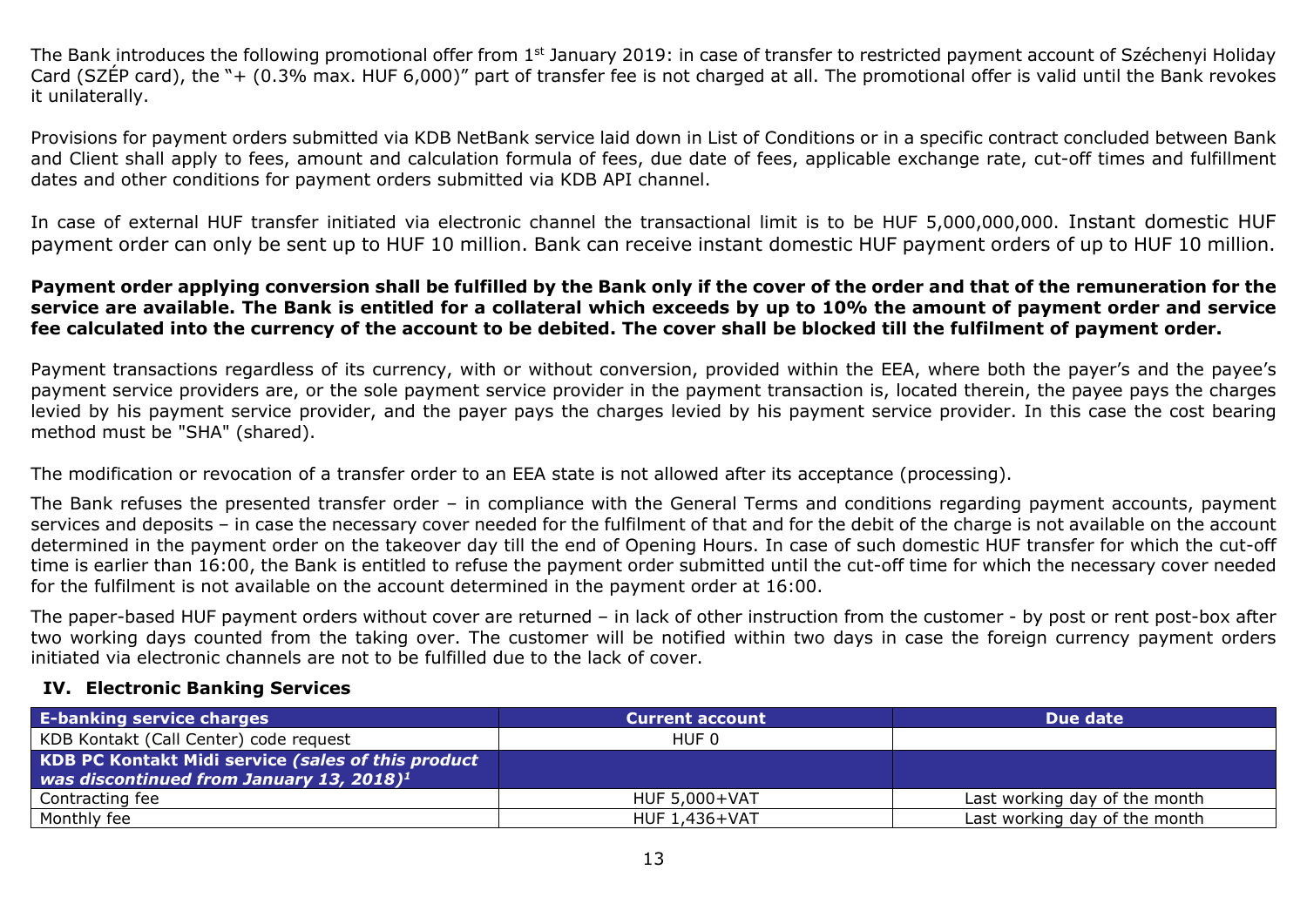The Bank introduces the following promotional offer from 1st January 2019: in case of transfer to restricted payment account of Széchenyi Holiday Card (SZÉP card), the "+ (0.3% max. HUF 6,000)" part of transfer fee is not charged at all. The promotional offer is valid until the Bank revokes it unilaterally.

Provisions for payment orders submitted via KDB NetBank service laid down in List of Conditions or in a specific contract concluded between Bank and Client shall apply to fees, amount and calculation formula of fees, due date of fees, applicable exchange rate, cut-off times and fulfillment dates and other conditions for payment orders submitted via KDB API channel.

In case of external HUF transfer initiated via electronic channel the transactional limit is to be HUF 5,000,000,000. Instant domestic HUF payment order can only be sent up to HUF 10 million. Bank can receive instant domestic HUF payment orders of up to HUF 10 million.

**Payment order applying conversion shall be fulfilled by the Bank only if the cover of the order and that of the remuneration for the service are available. The Bank is entitled for a collateral which exceeds by up to 10% the amount of payment order and service fee calculated into the currency of the account to be debited. The cover shall be blocked till the fulfilment of payment order.**

Payment transactions regardless of its currency, with or without conversion, provided within the EEA, where both the payer's and the payee's payment service providers are, or the sole payment service provider in the payment transaction is, located therein, the payee pays the charges levied by his payment service provider, and the payer pays the charges levied by his payment service provider. In this case the cost bearing method must be "SHA" (shared).

The modification or revocation of a transfer order to an EEA state is not allowed after its acceptance (processing).

The Bank refuses the presented transfer order – in compliance with the General Terms and conditions regarding payment accounts, payment services and deposits – in case the necessary cover needed for the fulfilment of that and for the debit of the charge is not available on the account determined in the payment order on the takeover day till the end of Opening Hours. In case of such domestic HUF transfer for which the cut-off time is earlier than 16:00, the Bank is entitled to refuse the payment order submitted until the cut-off time for which the necessary cover needed for the fulfilment is not available on the account determined in the payment order at 16:00.

The paper-based HUF payment orders without cover are returned – in lack of other instruction from the customer - by post or rent post-box after two working days counted from the taking over. The customer will be notified within two days in case the foreign currency payment orders initiated via electronic channels are not to be fulfilled due to the lack of cover.

## IV. Electronic Banking Services

| E-banking service charges | Current account | Due date |
|---|---|---|
| KDB Kontakt (Call Center) code request | HUF 0 | |
| **KDB PC Kontakt Midi service** ***(sales of this product was discontinued from January 13, 2018)***[1] | | |
| Contracting fee | HUF 5,000+VAT | Last working day of the month |
| Monthly fee | HUF 1,436+VAT | Last working day of the month |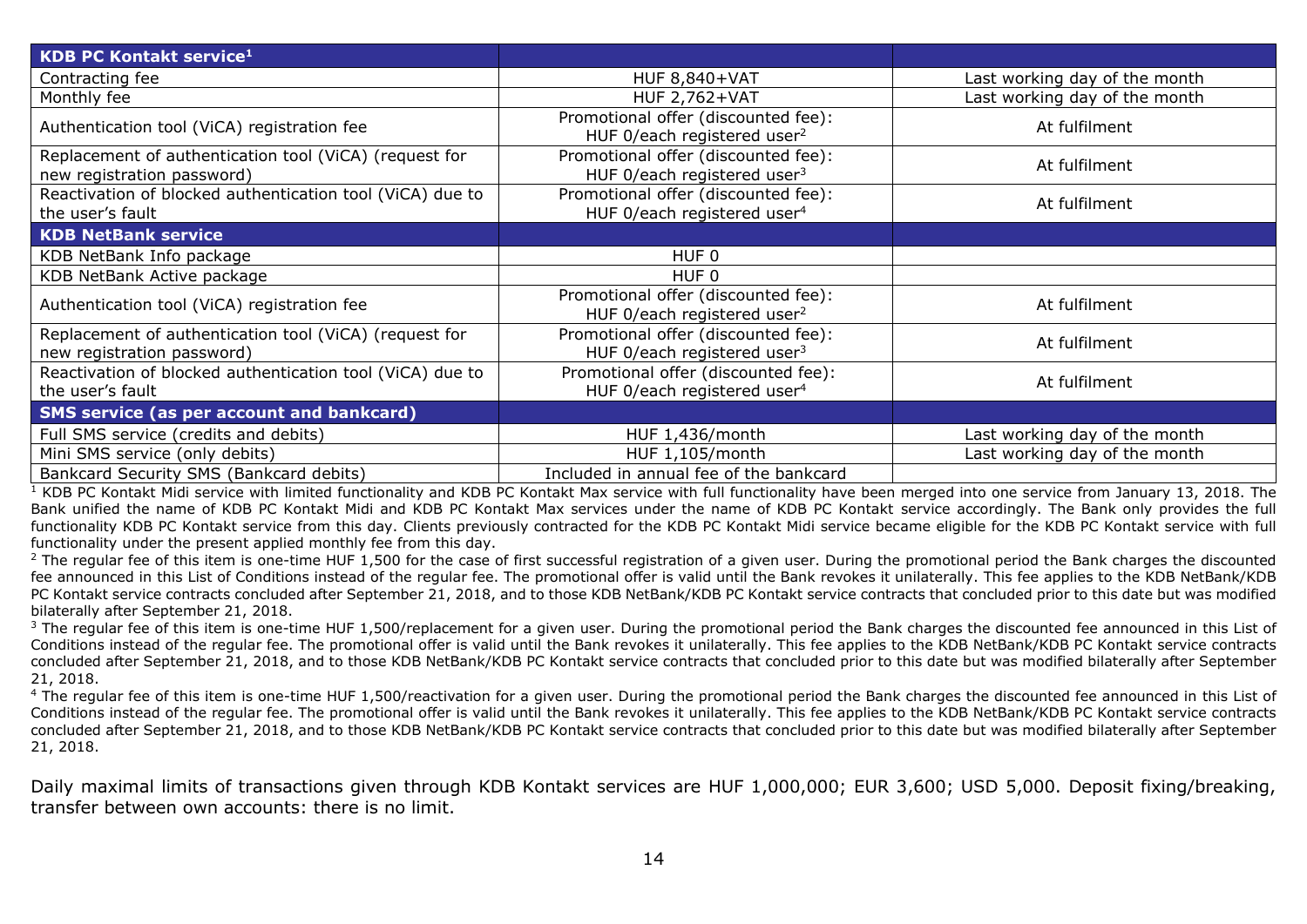| KDB PC Kontakt service[1] | | |
|---|---|---|
| Contracting fee | HUF 8,840+VAT | Last working day of the month |
| Monthly fee | HUF 2,762+VAT | Last working day of the month |
| Authentication tool (ViCA) registration fee | Promotional offer (discounted fee): HUF 0/each registered user[2] | At fulfilment |
| Replacement of authentication tool (ViCA) (request for new registration password) | Promotional offer (discounted fee): HUF 0/each registered user[3] | At fulfilment |
| Reactivation of blocked authentication tool (ViCA) due to the user's fault | Promotional offer (discounted fee): HUF 0/each registered user[4] | At fulfilment |
| **KDB NetBank service** | | |
| KDB NetBank Info package | HUF 0 | |
| KDB NetBank Active package | HUF 0 | |
| Authentication tool (ViCA) registration fee | Promotional offer (discounted fee): HUF 0/each registered user[2] | At fulfilment |
| Replacement of authentication tool (ViCA) (request for new registration password) | Promotional offer (discounted fee): HUF 0/each registered user[3] | At fulfilment |
| Reactivation of blocked authentication tool (ViCA) due to the user's fault | Promotional offer (discounted fee): HUF 0/each registered user[4] | At fulfilment |
| **SMS service (as per account and bankcard)** | | |
| Full SMS service (credits and debits) | HUF 1,436/month | Last working day of the month |
| Mini SMS service (only debits) | HUF 1,105/month | Last working day of the month |
| Bankcard Security SMS (Bankcard debits) | Included in annual fee of the bankcard | |

[1] KDB PC Kontakt Midi service with limited functionality and KDB PC Kontakt Max service with full functionality have been merged into one service from January 13, 2018. The Bank unified the name of KDB PC Kontakt Midi and KDB PC Kontakt Max services under the name of KDB PC Kontakt service accordingly. The Bank only provides the full functionality KDB PC Kontakt service from this day. Clients previously contracted for the KDB PC Kontakt Midi service became eligible for the KDB PC Kontakt service with full functionality under the present applied monthly fee from this day.

[2] The regular fee of this item is one-time HUF 1,500 for the case of first successful registration of a given user. During the promotional period the Bank charges the discounted fee announced in this List of Conditions instead of the regular fee. The promotional offer is valid until the Bank revokes it unilaterally. This fee applies to the KDB NetBank/KDB PC Kontakt service contracts concluded after September 21, 2018, and to those KDB NetBank/KDB PC Kontakt service contracts that concluded prior to this date but was modified bilaterally after September 21, 2018.

[3] The regular fee of this item is one-time HUF 1,500/replacement for a given user. During the promotional period the Bank charges the discounted fee announced in this List of Conditions instead of the regular fee. The promotional offer is valid until the Bank revokes it unilaterally. This fee applies to the KDB NetBank/KDB PC Kontakt service contracts concluded after September 21, 2018, and to those KDB NetBank/KDB PC Kontakt service contracts that concluded prior to this date but was modified bilaterally after September 21, 2018.

[4] The regular fee of this item is one-time HUF 1,500/reactivation for a given user. During the promotional period the Bank charges the discounted fee announced in this List of Conditions instead of the regular fee. The promotional offer is valid until the Bank revokes it unilaterally. This fee applies to the KDB NetBank/KDB PC Kontakt service contracts concluded after September 21, 2018, and to those KDB NetBank/KDB PC Kontakt service contracts that concluded prior to this date but was modified bilaterally after September 21, 2018.

Daily maximal limits of transactions given through KDB Kontakt services are HUF 1,000,000; EUR 3,600; USD 5,000. Deposit fixing/breaking, transfer between own accounts: there is no limit.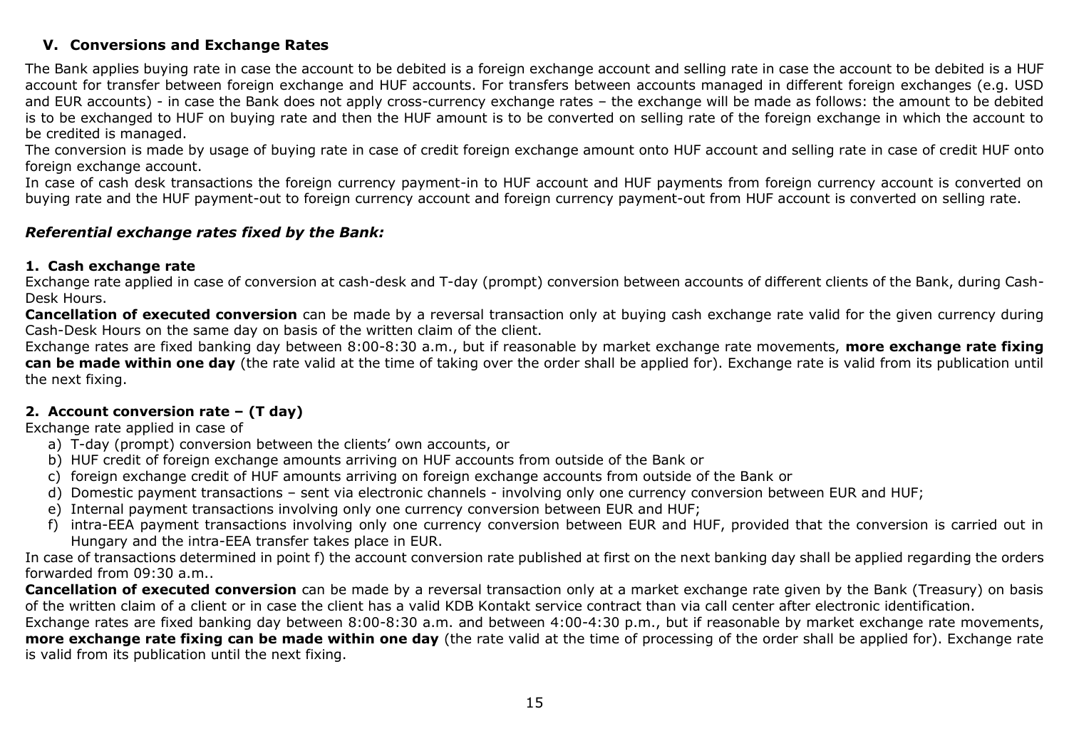## V. Conversions and Exchange Rates

The Bank applies buying rate in case the account to be debited is a foreign exchange account and selling rate in case the account to be debited is a HUF account for transfer between foreign exchange and HUF accounts. For transfers between accounts managed in different foreign exchanges (e.g. USD and EUR accounts) - in case the Bank does not apply cross-currency exchange rates – the exchange will be made as follows: the amount to be debited is to be exchanged to HUF on buying rate and then the HUF amount is to be converted on selling rate of the foreign exchange in which the account to be credited is managed.

The conversion is made by usage of buying rate in case of credit foreign exchange amount onto HUF account and selling rate in case of credit HUF onto foreign exchange account.

In case of cash desk transactions the foreign currency payment-in to HUF account and HUF payments from foreign currency account is converted on buying rate and the HUF payment-out to foreign currency account and foreign currency payment-out from HUF account is converted on selling rate.

### *Referential exchange rates fixed by the Bank:*

#### 1. Cash exchange rate

Exchange rate applied in case of conversion at cash-desk and T-day (prompt) conversion between accounts of different clients of the Bank, during Cash-Desk Hours.

**Cancellation of executed conversion** can be made by a reversal transaction only at buying cash exchange rate valid for the given currency during Cash-Desk Hours on the same day on basis of the written claim of the client.

Exchange rates are fixed banking day between 8:00-8:30 a.m., but if reasonable by market exchange rate movements, **more exchange rate fixing can be made within one day** (the rate valid at the time of taking over the order shall be applied for). Exchange rate is valid from its publication until the next fixing.

#### 2. Account conversion rate – (T day)

Exchange rate applied in case of

a) T-day (prompt) conversion between the clients' own accounts, or
b) HUF credit of foreign exchange amounts arriving on HUF accounts from outside of the Bank or
c) foreign exchange credit of HUF amounts arriving on foreign exchange accounts from outside of the Bank or
d) Domestic payment transactions – sent via electronic channels - involving only one currency conversion between EUR and HUF;
e) Internal payment transactions involving only one currency conversion between EUR and HUF;
f) intra-EEA payment transactions involving only one currency conversion between EUR and HUF, provided that the conversion is carried out in Hungary and the intra-EEA transfer takes place in EUR.

In case of transactions determined in point f) the account conversion rate published at first on the next banking day shall be applied regarding the orders forwarded from 09:30 a.m..

**Cancellation of executed conversion** can be made by a reversal transaction only at a market exchange rate given by the Bank (Treasury) on basis of the written claim of a client or in case the client has a valid KDB Kontakt service contract than via call center after electronic identification.

Exchange rates are fixed banking day between 8:00-8:30 a.m. and between 4:00-4:30 p.m., but if reasonable by market exchange rate movements, **more exchange rate fixing can be made within one day** (the rate valid at the time of processing of the order shall be applied for). Exchange rate is valid from its publication until the next fixing.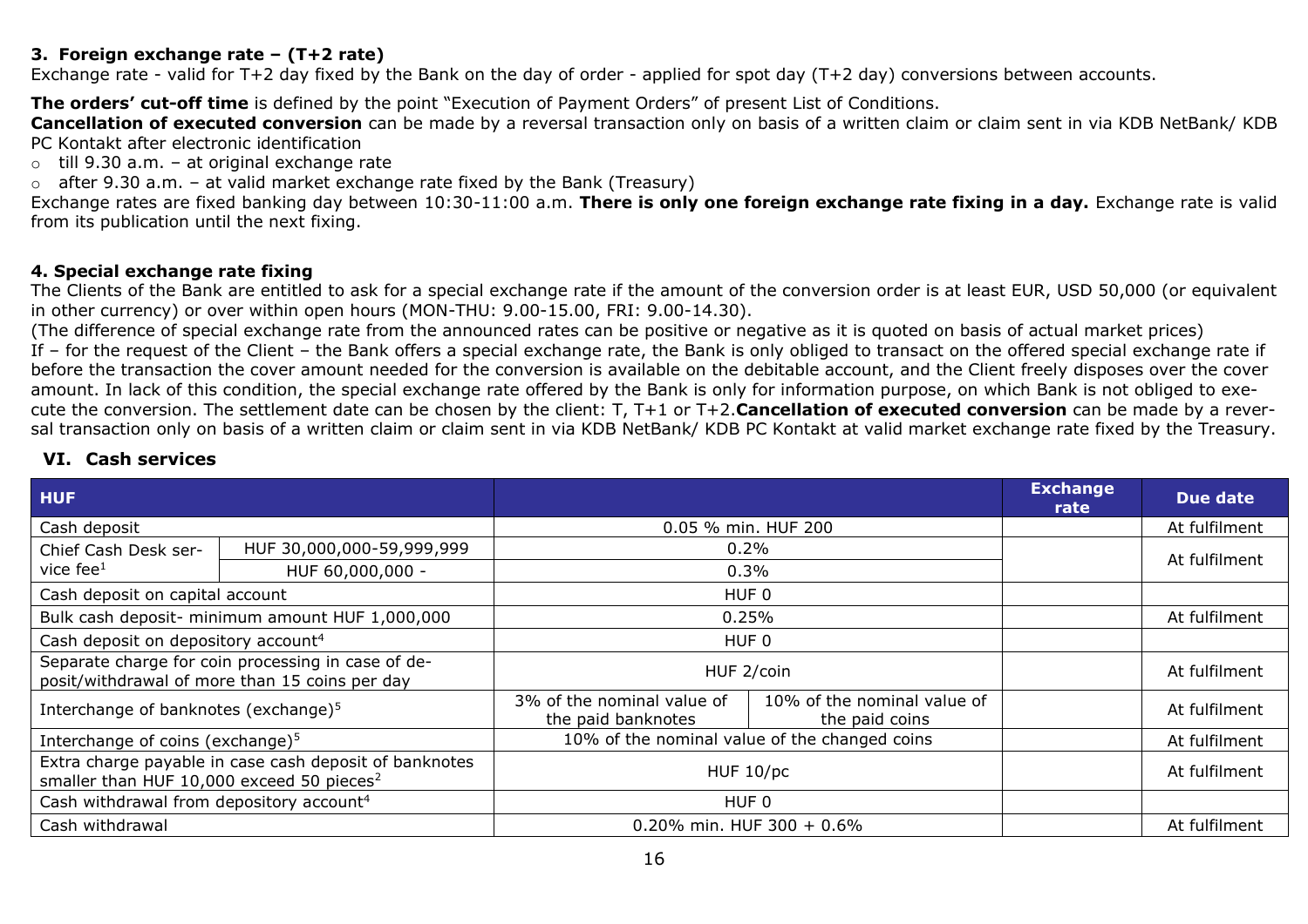### 3. Foreign exchange rate – (T+2 rate)

Exchange rate - valid for T+2 day fixed by the Bank on the day of order - applied for spot day (T+2 day) conversions between accounts.

**The orders' cut-off time** is defined by the point "Execution of Payment Orders" of present List of Conditions.

**Cancellation of executed conversion** can be made by a reversal transaction only on basis of a written claim or claim sent in via KDB NetBank/ KDB PC Kontakt after electronic identification

- till 9.30 a.m. – at original exchange rate
- after 9.30 a.m. – at valid market exchange rate fixed by the Bank (Treasury)

Exchange rates are fixed banking day between 10:30-11:00 a.m. **There is only one foreign exchange rate fixing in a day.** Exchange rate is valid from its publication until the next fixing.

### 4. Special exchange rate fixing

The Clients of the Bank are entitled to ask for a special exchange rate if the amount of the conversion order is at least EUR, USD 50,000 (or equivalent in other currency) or over within open hours (MON-THU: 9.00-15.00, FRI: 9.00-14.30).

(The difference of special exchange rate from the announced rates can be positive or negative as it is quoted on basis of actual market prices)

If – for the request of the Client – the Bank offers a special exchange rate, the Bank is only obliged to transact on the offered special exchange rate if before the transaction the cover amount needed for the conversion is available on the debitable account, and the Client freely disposes over the cover amount. In lack of this condition, the special exchange rate offered by the Bank is only for information purpose, on which Bank is not obliged to execute the conversion. The settlement date can be chosen by the client: T, T+1 or T+2.**Cancellation of executed conversion** can be made by a reversal transaction only on basis of a written claim or claim sent in via KDB NetBank/ KDB PC Kontakt at valid market exchange rate fixed by the Treasury.

## VI. Cash services

| HUF | | | | Exchange rate | Due date |
|---|---|---|---|---|---|
| Cash deposit | | 0.05 % min. HUF 200 | | | At fulfilment |
| Chief Cash Desk service fee[1] | HUF 30,000,000-59,999,999 | 0.2% | | | At fulfilment |
| | HUF 60,000,000 - | 0.3% | | | |
| Cash deposit on capital account | | HUF 0 | | | |
| Bulk cash deposit- minimum amount HUF 1,000,000 | | 0.25% | | | At fulfilment |
| Cash deposit on depository account[4] | | HUF 0 | | | |
| Separate charge for coin processing in case of deposit/withdrawal of more than 15 coins per day | | HUF 2/coin | | | At fulfilment |
| Interchange of banknotes (exchange)[5] | | 3% of the nominal value of the paid banknotes | 10% of the nominal value of the paid coins | | At fulfilment |
| Interchange of coins (exchange)[5] | | 10% of the nominal value of the changed coins | | | At fulfilment |
| Extra charge payable in case cash deposit of banknotes smaller than HUF 10,000 exceed 50 pieces[2] | | HUF 10/pc | | | At fulfilment |
| Cash withdrawal from depository account[4] | | HUF 0 | | | |
| Cash withdrawal | | 0.20% min. HUF 300 + 0.6% | | | At fulfilment |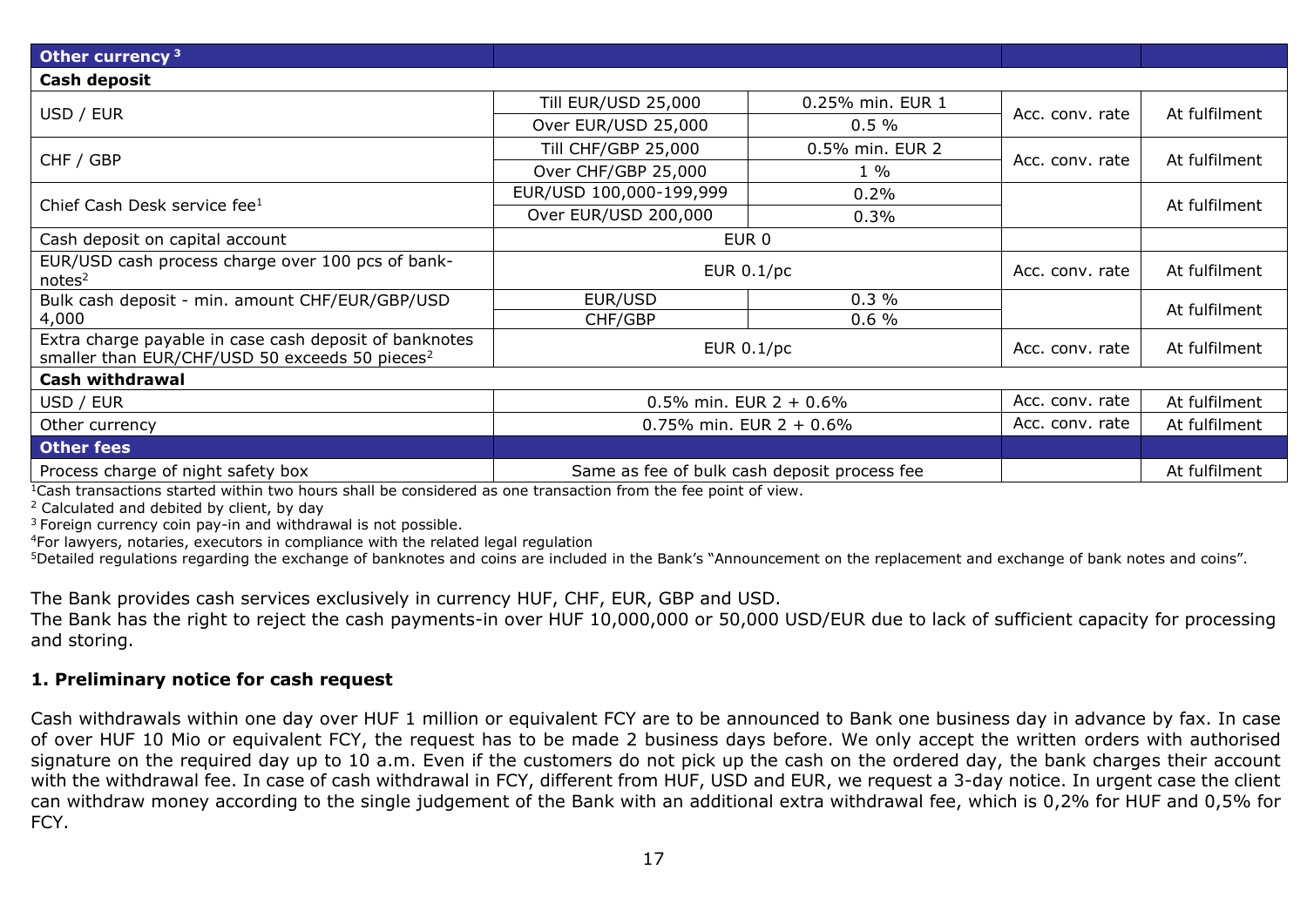| Other currency [3] | | | | |
|---|---|---|---|---|
| **Cash deposit** | | | | |
| USD / EUR | Till EUR/USD 25,000 | 0.25% min. EUR 1 | Acc. conv. rate | At fulfilment |
| | Over EUR/USD 25,000 | 0.5 % | | |
| CHF / GBP | Till CHF/GBP 25,000 | 0.5% min. EUR 2 | Acc. conv. rate | At fulfilment |
| | Over CHF/GBP 25,000 | 1 % | | |
| Chief Cash Desk service fee[1] | EUR/USD 100,000-199,999 | 0.2% | | At fulfilment |
| | Over EUR/USD 200,000 | 0.3% | | |
| Cash deposit on capital account | EUR 0 | | | |
| EUR/USD cash process charge over 100 pcs of bank-notes[2] | EUR 0.1/pc | | Acc. conv. rate | At fulfilment |
| Bulk cash deposit - min. amount CHF/EUR/GBP/USD 4,000 | EUR/USD | 0.3 % | | At fulfilment |
| | CHF/GBP | 0.6 % | | |
| Extra charge payable in case cash deposit of banknotes smaller than EUR/CHF/USD 50 exceeds 50 pieces[2] | EUR 0.1/pc | | Acc. conv. rate | At fulfilment |
| **Cash withdrawal** | | | | |
| USD / EUR | 0.5% min. EUR 2 + 0.6% | | Acc. conv. rate | At fulfilment |
| Other currency | 0.75% min. EUR 2 + 0.6% | | Acc. conv. rate | At fulfilment |
| **Other fees** | | | | |
| Process charge of night safety box | Same as fee of bulk cash deposit process fee | | | At fulfilment |

[1]Cash transactions started within two hours shall be considered as one transaction from the fee point of view.
[2] Calculated and debited by client, by day
[3] Foreign currency coin pay-in and withdrawal is not possible.
[4]For lawyers, notaries, executors in compliance with the related legal regulation
[5]Detailed regulations regarding the exchange of banknotes and coins are included in the Bank's "Announcement on the replacement and exchange of bank notes and coins".

The Bank provides cash services exclusively in currency HUF, CHF, EUR, GBP and USD.
The Bank has the right to reject the cash payments-in over HUF 10,000,000 or 50,000 USD/EUR due to lack of sufficient capacity for processing and storing.

## 1. Preliminary notice for cash request

Cash withdrawals within one day over HUF 1 million or equivalent FCY are to be announced to Bank one business day in advance by fax. In case of over HUF 10 Mio or equivalent FCY, the request has to be made 2 business days before. We only accept the written orders with authorised signature on the required day up to 10 a.m. Even if the customers do not pick up the cash on the ordered day, the bank charges their account with the withdrawal fee. In case of cash withdrawal in FCY, different from HUF, USD and EUR, we request a 3-day notice. In urgent case the client can withdraw money according to the single judgement of the Bank with an additional extra withdrawal fee, which is 0,2% for HUF and 0,5% for FCY.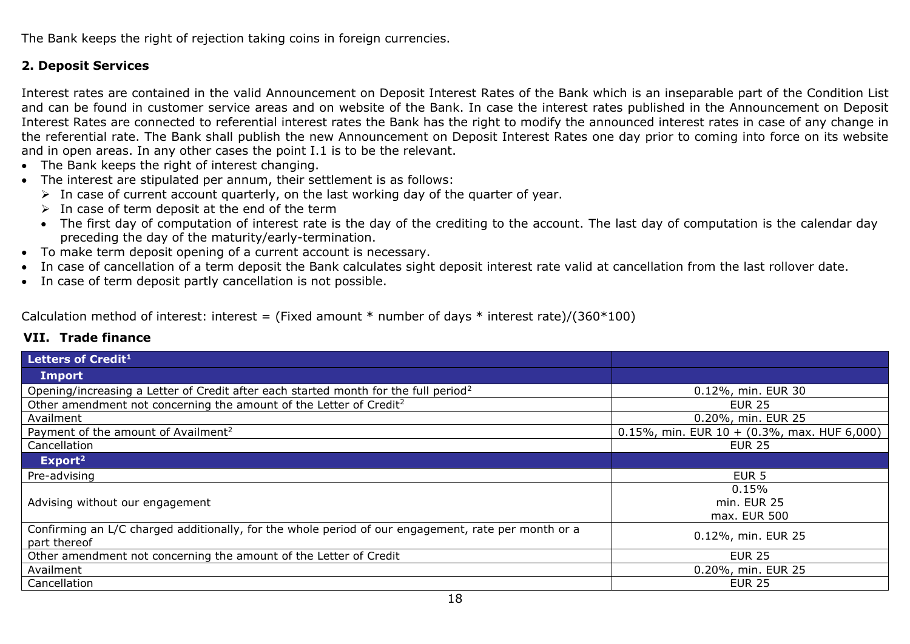The Bank keeps the right of rejection taking coins in foreign currencies.

**2. Deposit Services**

Interest rates are contained in the valid Announcement on Deposit Interest Rates of the Bank which is an inseparable part of the Condition List and can be found in customer service areas and on website of the Bank. In case the interest rates published in the Announcement on Deposit Interest Rates are connected to referential interest rates the Bank has the right to modify the announced interest rates in case of any change in the referential rate. The Bank shall publish the new Announcement on Deposit Interest Rates one day prior to coming into force on its website and in open areas. In any other cases the point I.1 is to be the relevant.

- The Bank keeps the right of interest changing.
- The interest are stipulated per annum, their settlement is as follows:
  - In case of current account quarterly, on the last working day of the quarter of year.
  - In case of term deposit at the end of the term
  - The first day of computation of interest rate is the day of the crediting to the account. The last day of computation is the calendar day preceding the day of the maturity/early-termination.
- To make term deposit opening of a current account is necessary.
- In case of cancellation of a term deposit the Bank calculates sight deposit interest rate valid at cancellation from the last rollover date.
- In case of term deposit partly cancellation is not possible.

Calculation method of interest: interest = (Fixed amount * number of days * interest rate)/(360*100)

## VII. Trade finance

| **Letters of Credit[1]** | |
|---|---|
| **Import** | |
| Opening/increasing a Letter of Credit after each started month for the full period[2] | 0.12%, min. EUR 30 |
| Other amendment not concerning the amount of the Letter of Credit[2] | EUR 25 |
| Availment | 0.20%, min. EUR 25 |
| Payment of the amount of Availment[2] | 0.15%, min. EUR 10 + (0.3%, max. HUF 6,000) |
| Cancellation | EUR 25 |
| **Export[2]** | |
| Pre-advising | EUR 5 |
| Advising without our engagement | 0.15%<br>min. EUR 25<br>max. EUR 500 |
| Confirming an L/C charged additionally, for the whole period of our engagement, rate per month or a part thereof | 0.12%, min. EUR 25 |
| Other amendment not concerning the amount of the Letter of Credit | EUR 25 |
| Availment | 0.20%, min. EUR 25 |
| Cancellation | EUR 25 |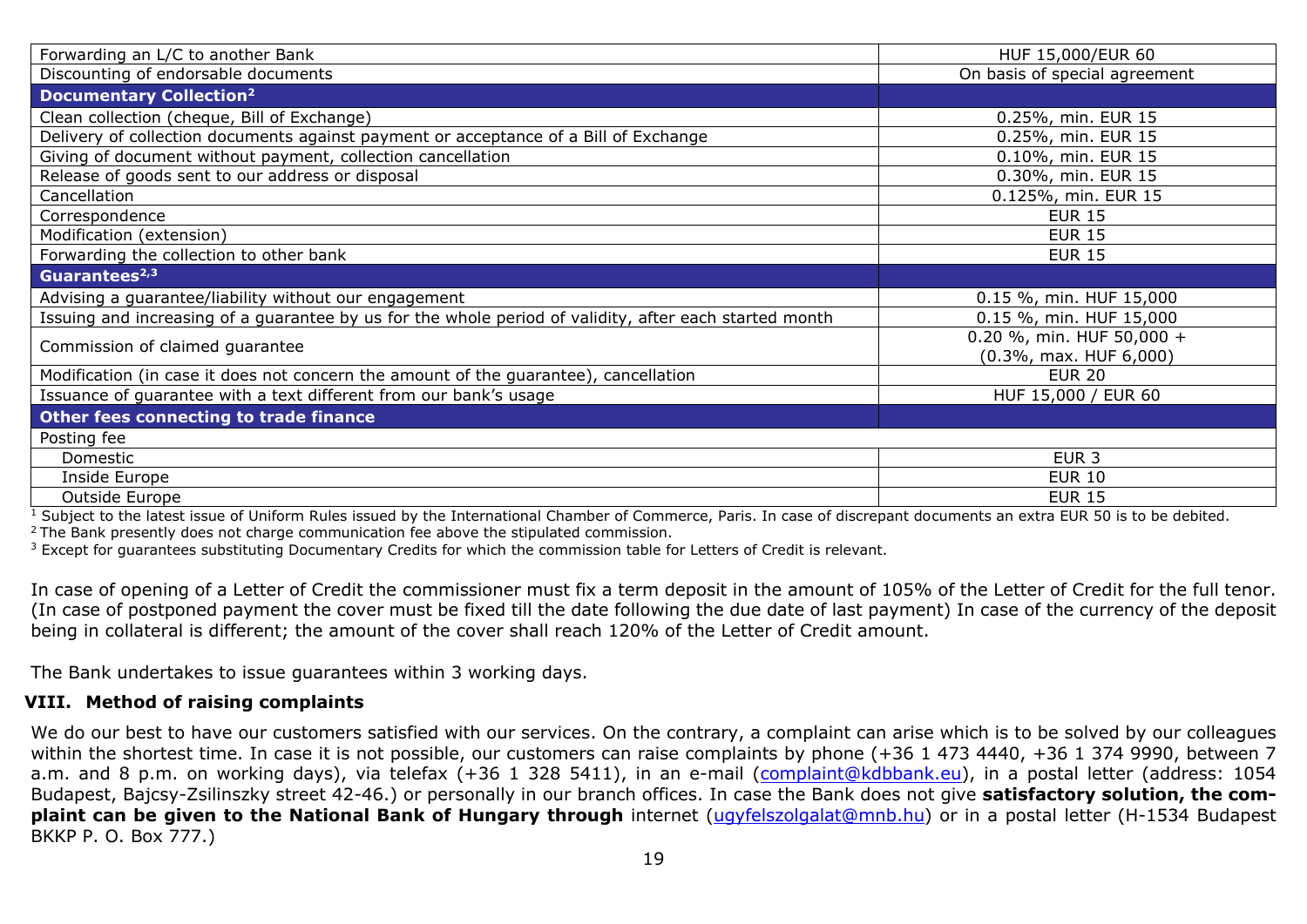| | |
|---|---|
| Forwarding an L/C to another Bank | HUF 15,000/EUR 60 |
| Discounting of endorsable documents | On basis of special agreement |
| **Documentary Collection[2]** | |
| Clean collection (cheque, Bill of Exchange) | 0.25%, min. EUR 15 |
| Delivery of collection documents against payment or acceptance of a Bill of Exchange | 0.25%, min. EUR 15 |
| Giving of document without payment, collection cancellation | 0.10%, min. EUR 15 |
| Release of goods sent to our address or disposal | 0.30%, min. EUR 15 |
| Cancellation | 0.125%, min. EUR 15 |
| Correspondence | EUR 15 |
| Modification (extension) | EUR 15 |
| Forwarding the collection to other bank | EUR 15 |
| **Guarantees[2,3]** | |
| Advising a guarantee/liability without our engagement | 0.15 %, min. HUF 15,000 |
| Issuing and increasing of a guarantee by us for the whole period of validity, after each started month | 0.15 %, min. HUF 15,000 |
| Commission of claimed guarantee | 0.20 %, min. HUF 50,000 + (0.3%, max. HUF 6,000) |
| Modification (in case it does not concern the amount of the guarantee), cancellation | EUR 20 |
| Issuance of guarantee with a text different from our bank's usage | HUF 15,000 / EUR 60 |
| **Other fees connecting to trade finance** | |
| Posting fee | |
| Domestic | EUR 3 |
| Inside Europe | EUR 10 |
| Outside Europe | EUR 15 |

[1] Subject to the latest issue of Uniform Rules issued by the International Chamber of Commerce, Paris. In case of discrepant documents an extra EUR 50 is to be debited.

[2] The Bank presently does not charge communication fee above the stipulated commission.

[3] Except for guarantees substituting Documentary Credits for which the commission table for Letters of Credit is relevant.

In case of opening of a Letter of Credit the commissioner must fix a term deposit in the amount of 105% of the Letter of Credit for the full tenor. (In case of postponed payment the cover must be fixed till the date following the due date of last payment) In case of the currency of the deposit being in collateral is different; the amount of the cover shall reach 120% of the Letter of Credit amount.

The Bank undertakes to issue guarantees within 3 working days.

## VIII. Method of raising complaints

We do our best to have our customers satisfied with our services. On the contrary, a complaint can arise which is to be solved by our colleagues within the shortest time. In case it is not possible, our customers can raise complaints by phone (+36 1 473 4440, +36 1 374 9990, between 7 a.m. and 8 p.m. on working days), via telefax (+36 1 328 5411), in an e-mail (complaint@kdbbank.eu), in a postal letter (address: 1054 Budapest, Bajcsy-Zsilinszky street 42-46.) or personally in our branch offices. In case the Bank does not give **satisfactory solution, the complaint can be given to the National Bank of Hungary through** internet (ugyfelszolgalat@mnb.hu) or in a postal letter (H-1534 Budapest BKKP P. O. Box 777.)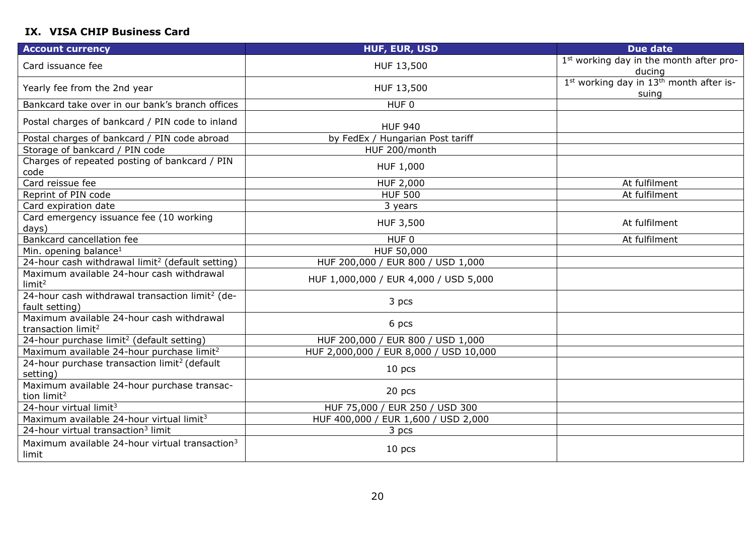## IX. VISA CHIP Business Card

| Account currency | HUF, EUR, USD | Due date |
| --- | --- | --- |
| Card issuance fee | HUF 13,500 | 1st working day in the month after producing |
| Yearly fee from the 2nd year | HUF 13,500 | 1st working day in 13th month after issuing |
| Bankcard take over in our bank's branch offices | HUF 0 | |
| Postal charges of bankcard / PIN code to inland | HUF 940 | |
| Postal charges of bankcard / PIN code abroad | by FedEx / Hungarian Post tariff | |
| Storage of bankcard / PIN code | HUF 200/month | |
| Charges of repeated posting of bankcard / PIN code | HUF 1,000 | |
| Card reissue fee | HUF 2,000 | At fulfilment |
| Reprint of PIN code | HUF 500 | At fulfilment |
| Card expiration date | 3 years | |
| Card emergency issuance fee (10 working days) | HUF 3,500 | At fulfilment |
| Bankcard cancellation fee | HUF 0 | At fulfilment |
| Min. opening balance[1] | HUF 50,000 | |
| 24-hour cash withdrawal limit[2] (default setting) | HUF 200,000 / EUR 800 / USD 1,000 | |
| Maximum available 24-hour cash withdrawal limit[2] | HUF 1,000,000 / EUR 4,000 / USD 5,000 | |
| 24-hour cash withdrawal transaction limit[2] (default setting) | 3 pcs | |
| Maximum available 24-hour cash withdrawal transaction limit[2] | 6 pcs | |
| 24-hour purchase limit[2] (default setting) | HUF 200,000 / EUR 800 / USD 1,000 | |
| Maximum available 24-hour purchase limit[2] | HUF 2,000,000 / EUR 8,000 / USD 10,000 | |
| 24-hour purchase transaction limit[2] (default setting) | 10 pcs | |
| Maximum available 24-hour purchase transaction limit[2] | 20 pcs | |
| 24-hour virtual limit[3] | HUF 75,000 / EUR 250 / USD 300 | |
| Maximum available 24-hour virtual limit[3] | HUF 400,000 / EUR 1,600 / USD 2,000 | |
| 24-hour virtual transaction[3] limit | 3 pcs | |
| Maximum available 24-hour virtual transaction[3] limit | 10 pcs | |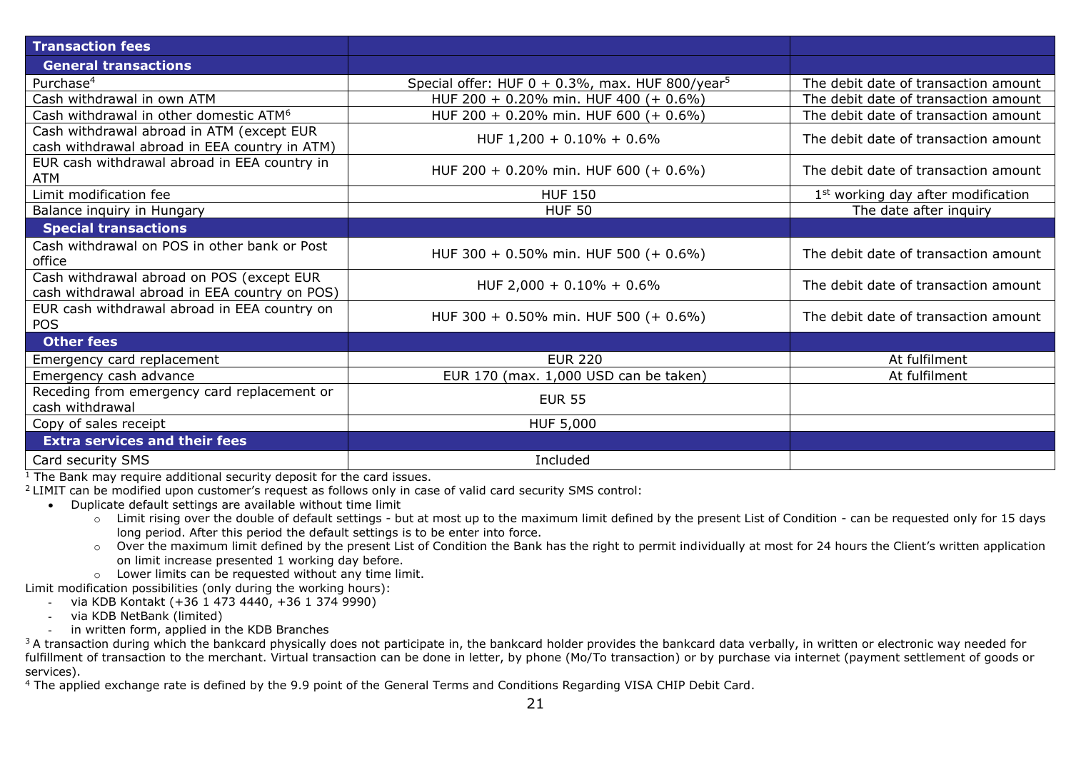| **Transaction fees** | | |
|---|---|---|
| **General transactions** | | |
| Purchase[4] | Special offer: HUF 0 + 0.3%, max. HUF 800/year[5] | The debit date of transaction amount |
| Cash withdrawal in own ATM | HUF 200 + 0.20% min. HUF 400 (+ 0.6%) | The debit date of transaction amount |
| Cash withdrawal in other domestic ATM[6] | HUF 200 + 0.20% min. HUF 600 (+ 0.6%) | The debit date of transaction amount |
| Cash withdrawal abroad in ATM (except EUR cash withdrawal abroad in EEA country in ATM) | HUF 1,200 + 0.10% + 0.6% | The debit date of transaction amount |
| EUR cash withdrawal abroad in EEA country in ATM | HUF 200 + 0.20% min. HUF 600 (+ 0.6%) | The debit date of transaction amount |
| Limit modification fee | HUF 150 | 1st working day after modification |
| Balance inquiry in Hungary | HUF 50 | The date after inquiry |
| **Special transactions** | | |
| Cash withdrawal on POS in other bank or Post office | HUF 300 + 0.50% min. HUF 500 (+ 0.6%) | The debit date of transaction amount |
| Cash withdrawal abroad on POS (except EUR cash withdrawal abroad in EEA country on POS) | HUF 2,000 + 0.10% + 0.6% | The debit date of transaction amount |
| EUR cash withdrawal abroad in EEA country on POS | HUF 300 + 0.50% min. HUF 500 (+ 0.6%) | The debit date of transaction amount |
| **Other fees** | | |
| Emergency card replacement | EUR 220 | At fulfilment |
| Emergency cash advance | EUR 170 (max. 1,000 USD can be taken) | At fulfilment |
| Receding from emergency card replacement or cash withdrawal | EUR 55 | |
| Copy of sales receipt | HUF 5,000 | |
| **Extra services and their fees** | | |
| Card security SMS | Included | |

[1] The Bank may require additional security deposit for the card issues.

[2] LIMIT can be modified upon customer's request as follows only in case of valid card security SMS control:

- Duplicate default settings are available without time limit
  - Limit rising over the double of default settings - but at most up to the maximum limit defined by the present List of Condition - can be requested only for 15 days long period. After this period the default settings is to be enter into force.
  - Over the maximum limit defined by the present List of Condition the Bank has the right to permit individually at most for 24 hours the Client's written application on limit increase presented 1 working day before.
  - Lower limits can be requested without any time limit.

Limit modification possibilities (only during the working hours):

- via KDB Kontakt (+36 1 473 4440, +36 1 374 9990)
- via KDB NetBank (limited)
- in written form, applied in the KDB Branches

[3] A transaction during which the bankcard physically does not participate in, the bankcard holder provides the bankcard data verbally, in written or electronic way needed for fulfillment of transaction to the merchant. Virtual transaction can be done in letter, by phone (Mo/To transaction) or by purchase via internet (payment settlement of goods or services).

[4] The applied exchange rate is defined by the 9.9 point of the General Terms and Conditions Regarding VISA CHIP Debit Card.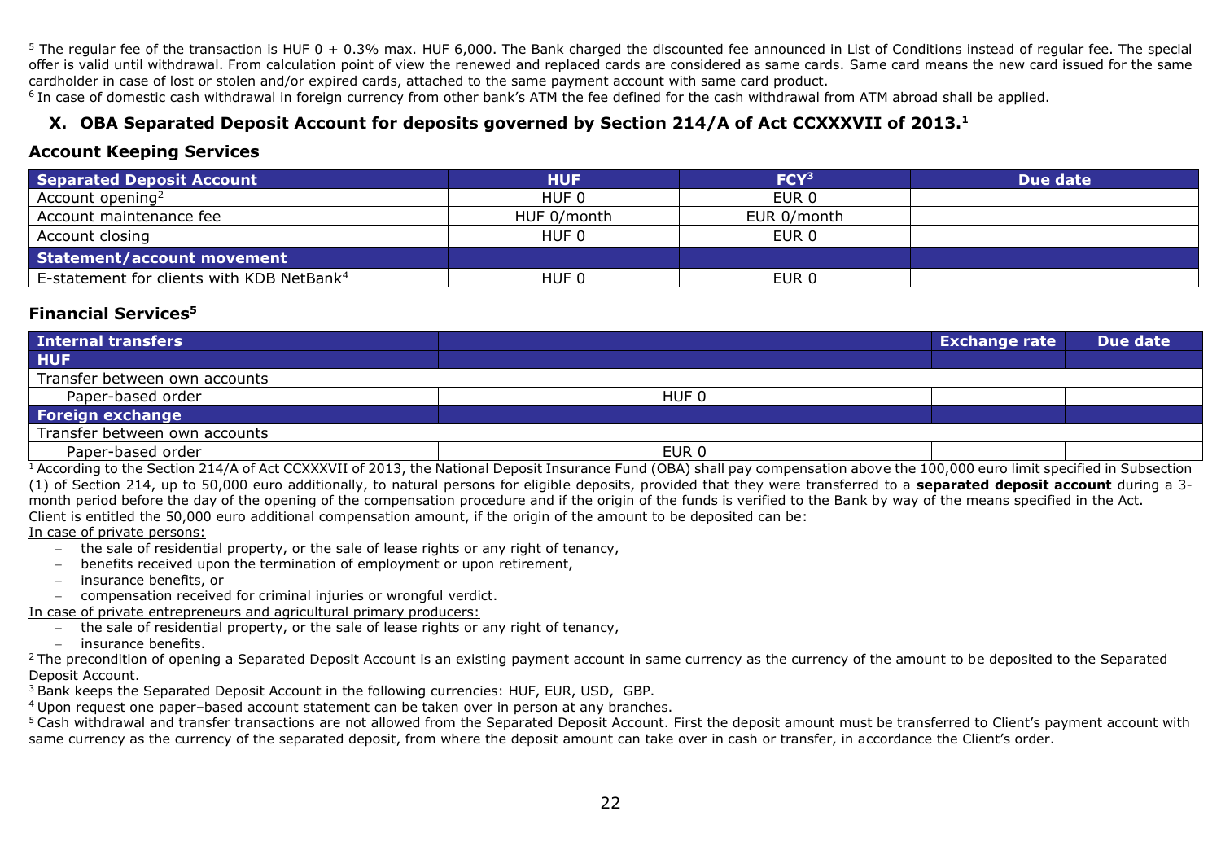[5] The regular fee of the transaction is HUF 0 + 0.3% max. HUF 6,000. The Bank charged the discounted fee announced in List of Conditions instead of regular fee. The special offer is valid until withdrawal. From calculation point of view the renewed and replaced cards are considered as same cards. Same card means the new card issued for the same cardholder in case of lost or stolen and/or expired cards, attached to the same payment account with same card product.

[6] In case of domestic cash withdrawal in foreign currency from other bank's ATM the fee defined for the cash withdrawal from ATM abroad shall be applied.

## X. OBA Separated Deposit Account for deposits governed by Section 214/A of Act CCXXXVII of 2013.[1]

### Account Keeping Services

| Separated Deposit Account | HUF | FCY[3] | Due date |
|---|---|---|---|
| Account opening[2] | HUF 0 | EUR 0 | |
| Account maintenance fee | HUF 0/month | EUR 0/month | |
| Account closing | HUF 0 | EUR 0 | |
| **Statement/account movement** | | | |
| E-statement for clients with KDB NetBank[4] | HUF 0 | EUR 0 | |

### Financial Services[5]

| Internal transfers | | Exchange rate | Due date |
|---|---|---|---|
| **HUF** | | | |
| Transfer between own accounts | | | |
| Paper-based order | HUF 0 | | |
| **Foreign exchange** | | | |
| Transfer between own accounts | | | |
| Paper-based order | EUR 0 | | |

[1] According to the Section 214/A of Act CCXXXVII of 2013, the National Deposit Insurance Fund (OBA) shall pay compensation above the 100,000 euro limit specified in Subsection (1) of Section 214, up to 50,000 euro additionally, to natural persons for eligible deposits, provided that they were transferred to a **separated deposit account** during a 3-month period before the day of the opening of the compensation procedure and if the origin of the funds is verified to the Bank by way of the means specified in the Act.
Client is entitled the 50,000 euro additional compensation amount, if the origin of the amount to be deposited can be:

In case of private persons:

- the sale of residential property, or the sale of lease rights or any right of tenancy,
- benefits received upon the termination of employment or upon retirement,
- insurance benefits, or
- compensation received for criminal injuries or wrongful verdict.

In case of private entrepreneurs and agricultural primary producers:

- the sale of residential property, or the sale of lease rights or any right of tenancy,
- insurance benefits.

[2] The precondition of opening a Separated Deposit Account is an existing payment account in same currency as the currency of the amount to be deposited to the Separated Deposit Account.

[3] Bank keeps the Separated Deposit Account in the following currencies: HUF, EUR, USD, GBP.

[4] Upon request one paper–based account statement can be taken over in person at any branches.

[5] Cash withdrawal and transfer transactions are not allowed from the Separated Deposit Account. First the deposit amount must be transferred to Client's payment account with same currency as the currency of the separated deposit, from where the deposit amount can take over in cash or transfer, in accordance the Client's order.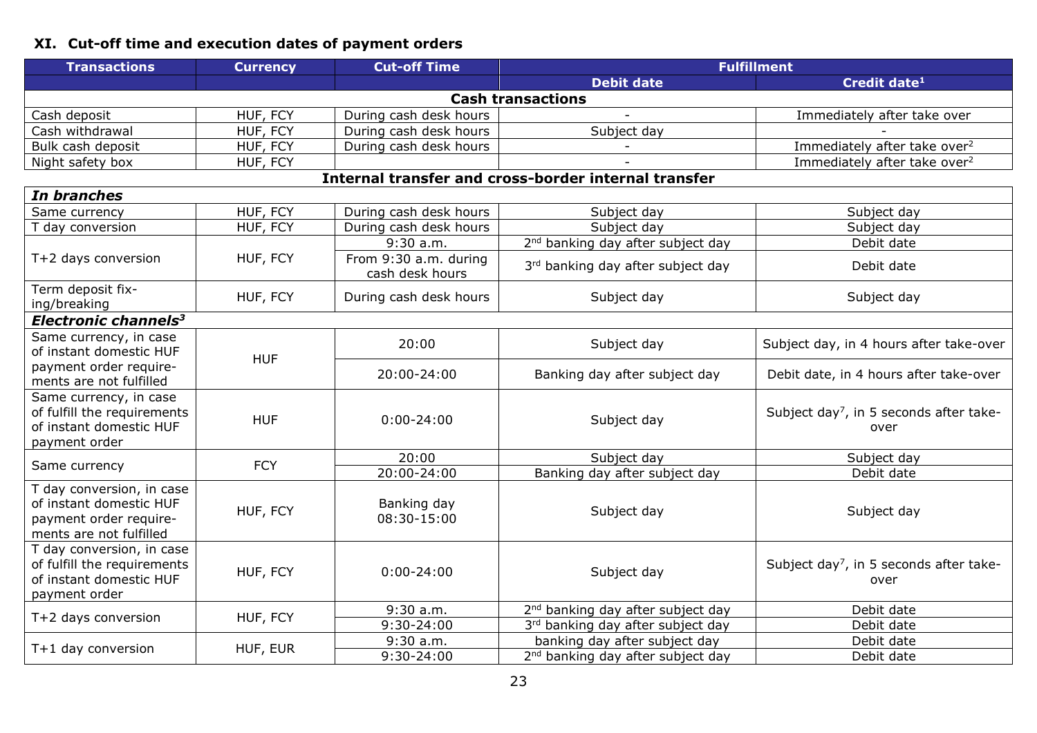## XI. Cut-off time and execution dates of payment orders

| Transactions | Currency | Cut-off Time | Fulfillment | |
|---|---|---|---|---|
| | | | Debit date | Credit date[1] |
| **Cash transactions** | | | | |
| Cash deposit | HUF, FCY | During cash desk hours | - | Immediately after take over |
| Cash withdrawal | HUF, FCY | During cash desk hours | Subject day | - |
| Bulk cash deposit | HUF, FCY | During cash desk hours | - | Immediately after take over[2] |
| Night safety box | HUF, FCY | | - | Immediately after take over[2] |
| **Internal transfer and cross-border internal transfer** | | | | |
| ***In branches*** | | | | |
| Same currency | HUF, FCY | During cash desk hours | Subject day | Subject day |
| T day conversion | HUF, FCY | During cash desk hours | Subject day | Subject day |
| T+2 days conversion | HUF, FCY | 9:30 a.m. | 2nd banking day after subject day | Debit date |
| | | From 9:30 a.m. during cash desk hours | 3rd banking day after subject day | Debit date |
| Term deposit fixing/breaking | HUF, FCY | During cash desk hours | Subject day | Subject day |
| ***Electronic channels[3]*** | | | | |
| Same currency, in case of instant domestic HUF payment order requirements are not fulfilled | HUF | 20:00 | Subject day | Subject day, in 4 hours after take-over |
| | | 20:00-24:00 | Banking day after subject day | Debit date, in 4 hours after take-over |
| Same currency, in case of fulfill the requirements of instant domestic HUF payment order | HUF | 0:00-24:00 | Subject day | Subject day[7], in 5 seconds after take-over |
| Same currency | FCY | 20:00 | Subject day | Subject day |
| | | 20:00-24:00 | Banking day after subject day | Debit date |
| T day conversion, in case of instant domestic HUF payment order requirements are not fulfilled | HUF, FCY | Banking day 08:30-15:00 | Subject day | Subject day |
| T day conversion, in case of fulfill the requirements of instant domestic HUF payment order | HUF, FCY | 0:00-24:00 | Subject day | Subject day[7], in 5 seconds after take-over |
| T+2 days conversion | HUF, FCY | 9:30 a.m. | 2nd banking day after subject day | Debit date |
| | | 9:30-24:00 | 3rd banking day after subject day | Debit date |
| T+1 day conversion | HUF, EUR | 9:30 a.m. | banking day after subject day | Debit date |
| | | 9:30-24:00 | 2nd banking day after subject day | Debit date |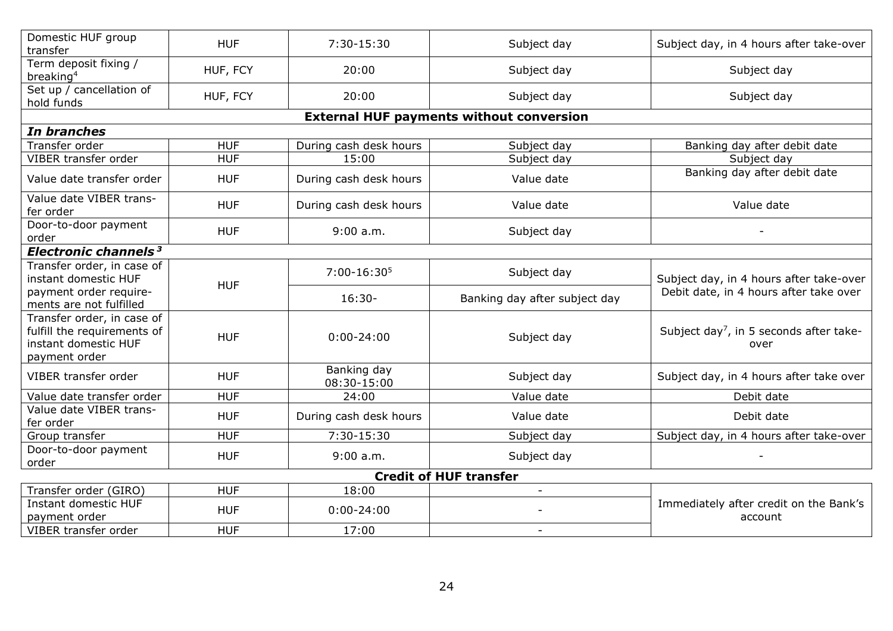| Domestic HUF group transfer | HUF | 7:30-15:30 | Subject day | Subject day, in 4 hours after take-over |
|---|---|---|---|---|
| Term deposit fixing / breaking[4] | HUF, FCY | 20:00 | Subject day | Subject day |
| Set up / cancellation of hold funds | HUF, FCY | 20:00 | Subject day | Subject day |
| **External HUF payments without conversion** | | | | |
| ***In branches*** | | | | |
| Transfer order | HUF | During cash desk hours | Subject day | Banking day after debit date |
| VIBER transfer order | HUF | 15:00 | Subject day | Subject day |
| Value date transfer order | HUF | During cash desk hours | Value date | Banking day after debit date |
| Value date VIBER transfer order | HUF | During cash desk hours | Value date | Value date |
| Door-to-door payment order | HUF | 9:00 a.m. | Subject day | - |
| ***Electronic channels*** [3] | | | | |
| Transfer order, in case of instant domestic HUF payment order requirements are not fulfilled | HUF | 7:00-16:30[5] | Subject day | Subject day, in 4 hours after take-over |
| | | 16:30- | Banking day after subject day | Debit date, in 4 hours after take over |
| Transfer order, in case of fulfill the requirements of instant domestic HUF payment order | HUF | 0:00-24:00 | Subject day | Subject day[7], in 5 seconds after take-over |
| VIBER transfer order | HUF | Banking day 08:30-15:00 | Subject day | Subject day, in 4 hours after take over |
| Value date transfer order | HUF | 24:00 | Value date | Debit date |
| Value date VIBER transfer order | HUF | During cash desk hours | Value date | Debit date |
| Group transfer | HUF | 7:30-15:30 | Subject day | Subject day, in 4 hours after take-over |
| Door-to-door payment order | HUF | 9:00 a.m. | Subject day | - |
| **Credit of HUF transfer** | | | | |
| Transfer order (GIRO) | HUF | 18:00 | - | Immediately after credit on the Bank's account |
| Instant domestic HUF payment order | HUF | 0:00-24:00 | - | |
| VIBER transfer order | HUF | 17:00 | - | |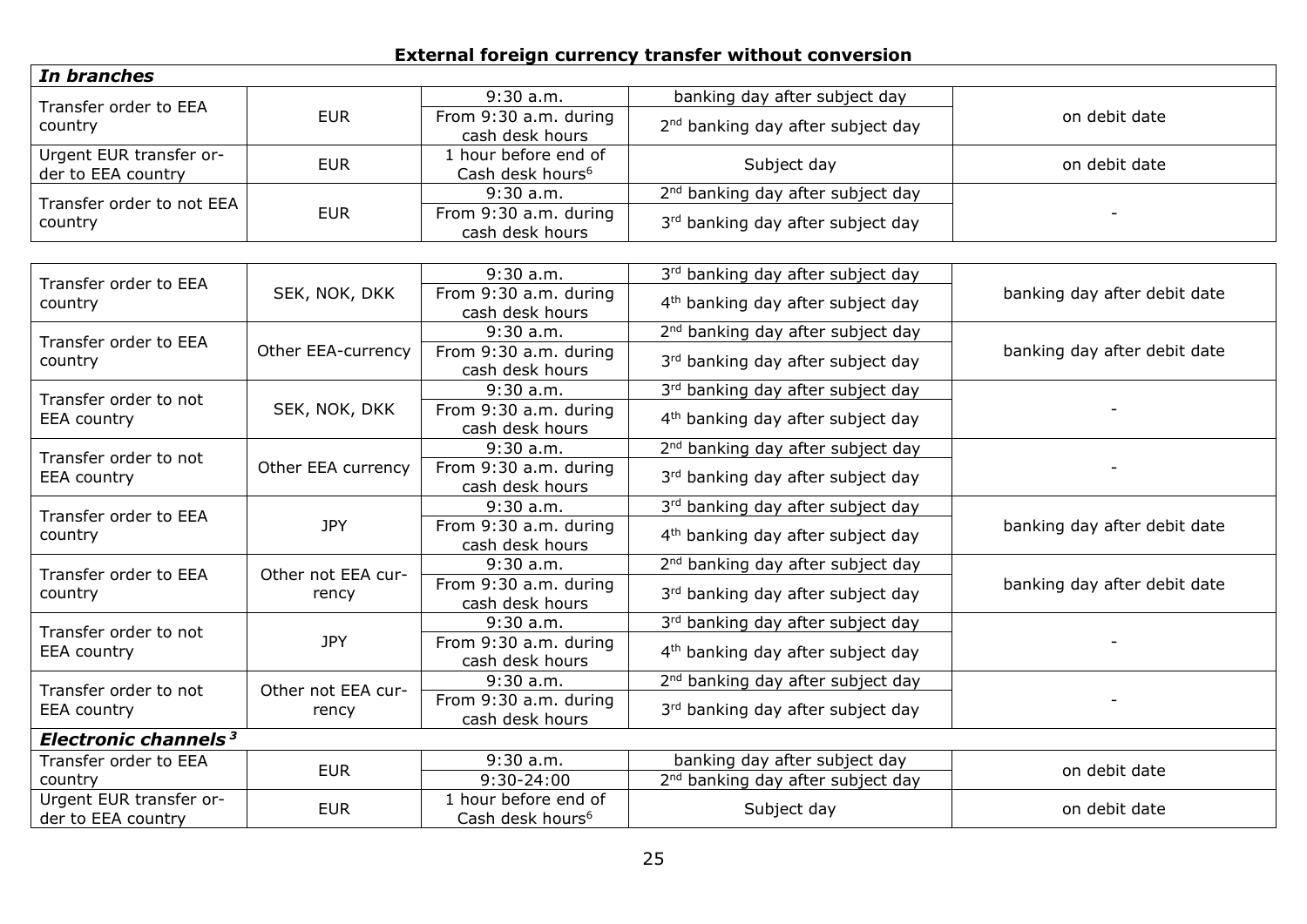**External foreign currency transfer without conversion**

| *In branches* | | | | |
|---|---|---|---|---|
| Transfer order to EEA country | EUR | 9:30 a.m. | banking day after subject day | on debit date |
| | | From 9:30 a.m. during cash desk hours | 2nd banking day after subject day | |
| Urgent EUR transfer order to EEA country | EUR | 1 hour before end of Cash desk hours[6] | Subject day | on debit date |
| Transfer order to not EEA country | EUR | 9:30 a.m. | 2nd banking day after subject day | - |
| | | From 9:30 a.m. during cash desk hours | 3rd banking day after subject day | |

| | | | | |
|---|---|---|---|---|
| Transfer order to EEA country | SEK, NOK, DKK | 9:30 a.m. | 3rd banking day after subject day | banking day after debit date |
| | | From 9:30 a.m. during cash desk hours | 4th banking day after subject day | |
| Transfer order to EEA country | Other EEA-currency | 9:30 a.m. | 2nd banking day after subject day | banking day after debit date |
| | | From 9:30 a.m. during cash desk hours | 3rd banking day after subject day | |
| Transfer order to not EEA country | SEK, NOK, DKK | 9:30 a.m. | 3rd banking day after subject day | - |
| | | From 9:30 a.m. during cash desk hours | 4th banking day after subject day | |
| Transfer order to not EEA country | Other EEA currency | 9:30 a.m. | 2nd banking day after subject day | - |
| | | From 9:30 a.m. during cash desk hours | 3rd banking day after subject day | |
| Transfer order to EEA country | JPY | 9:30 a.m. | 3rd banking day after subject day | banking day after debit date |
| | | From 9:30 a.m. during cash desk hours | 4th banking day after subject day | |
| Transfer order to EEA country | Other not EEA currency | 9:30 a.m. | 2nd banking day after subject day | banking day after debit date |
| | | From 9:30 a.m. during cash desk hours | 3rd banking day after subject day | |
| Transfer order to not EEA country | JPY | 9:30 a.m. | 3rd banking day after subject day | - |
| | | From 9:30 a.m. during cash desk hours | 4th banking day after subject day | |
| Transfer order to not EEA country | Other not EEA currency | 9:30 a.m. | 2nd banking day after subject day | - |
| | | From 9:30 a.m. during cash desk hours | 3rd banking day after subject day | |
| ***Electronic channels*** [3] | | | | |
| Transfer order to EEA country | EUR | 9:30 a.m. | banking day after subject day | on debit date |
| | | 9:30-24:00 | 2nd banking day after subject day | |
| Urgent EUR transfer order to EEA country | EUR | 1 hour before end of Cash desk hours[6] | Subject day | on debit date |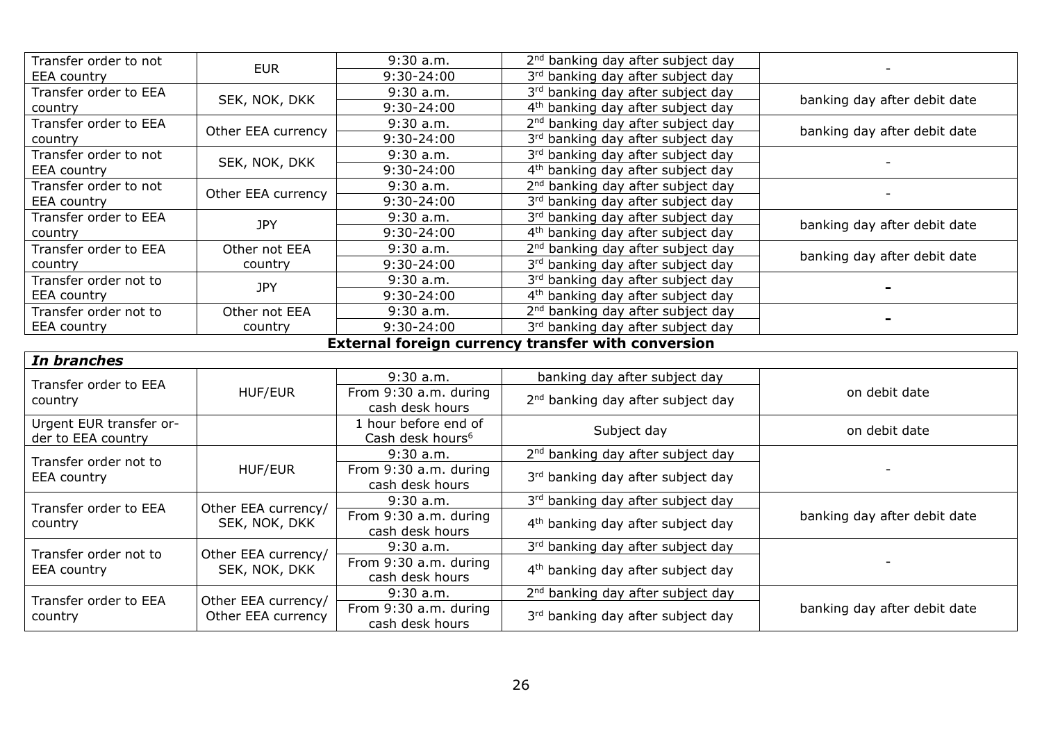| | | | | |
|---|---|---|---|---|
| Transfer order to not EEA country | EUR | 9:30 a.m. | 2nd banking day after subject day | - |
| | | 9:30-24:00 | 3rd banking day after subject day | |
| Transfer order to EEA country | SEK, NOK, DKK | 9:30 a.m. | 3rd banking day after subject day | banking day after debit date |
| | | 9:30-24:00 | 4th banking day after subject day | |
| Transfer order to EEA country | Other EEA currency | 9:30 a.m. | 2nd banking day after subject day | banking day after debit date |
| | | 9:30-24:00 | 3rd banking day after subject day | |
| Transfer order to not EEA country | SEK, NOK, DKK | 9:30 a.m. | 3rd banking day after subject day | - |
| | | 9:30-24:00 | 4th banking day after subject day | |
| Transfer order to not EEA country | Other EEA currency | 9:30 a.m. | 2nd banking day after subject day | - |
| | | 9:30-24:00 | 3rd banking day after subject day | |
| Transfer order to EEA country | JPY | 9:30 a.m. | 3rd banking day after subject day | banking day after debit date |
| | | 9:30-24:00 | 4th banking day after subject day | |
| Transfer order to EEA country | Other not EEA country | 9:30 a.m. | 2nd banking day after subject day | banking day after debit date |
| | | 9:30-24:00 | 3rd banking day after subject day | |
| Transfer order not to EEA country | JPY | 9:30 a.m. | 3rd banking day after subject day | - |
| | | 9:30-24:00 | 4th banking day after subject day | |
| Transfer order not to EEA country | Other not EEA country | 9:30 a.m. | 2nd banking day after subject day | - |
| | | 9:30-24:00 | 3rd banking day after subject day | |

**External foreign currency transfer with conversion**

| *In branches* | | | | |
|---|---|---|---|---|
| Transfer order to EEA country | HUF/EUR | 9:30 a.m. | banking day after subject day | on debit date |
| | | From 9:30 a.m. during cash desk hours | 2nd banking day after subject day | |
| Urgent EUR transfer order to EEA country | | 1 hour before end of Cash desk hours[6] | Subject day | on debit date |
| Transfer order not to EEA country | HUF/EUR | 9:30 a.m. | 2nd banking day after subject day | - |
| | | From 9:30 a.m. during cash desk hours | 3rd banking day after subject day | |
| Transfer order to EEA country | Other EEA currency/ SEK, NOK, DKK | 9:30 a.m. | 3rd banking day after subject day | banking day after debit date |
| | | From 9:30 a.m. during cash desk hours | 4th banking day after subject day | |
| Transfer order not to EEA country | Other EEA currency/ SEK, NOK, DKK | 9:30 a.m. | 3rd banking day after subject day | - |
| | | From 9:30 a.m. during cash desk hours | 4th banking day after subject day | |
| Transfer order to EEA country | Other EEA currency/ Other EEA currency | 9:30 a.m. | 2nd banking day after subject day | banking day after debit date |
| | | From 9:30 a.m. during cash desk hours | 3rd banking day after subject day | |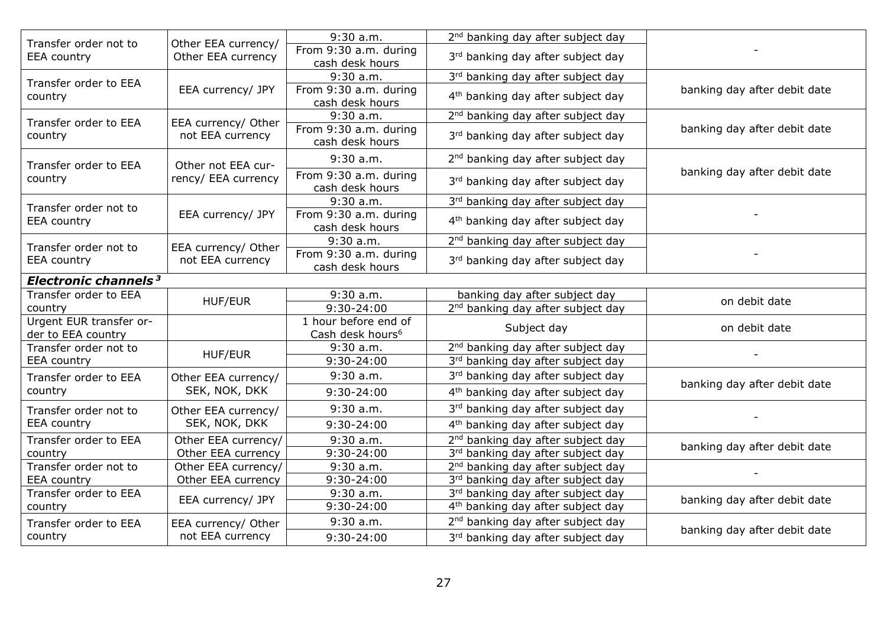| | | | | |
|---|---|---|---|---|
| Transfer order not to EEA country | Other EEA currency/ Other EEA currency | 9:30 a.m. | 2nd banking day after subject day | - |
| | | From 9:30 a.m. during cash desk hours | 3rd banking day after subject day | |
| Transfer order to EEA country | EEA currency/ JPY | 9:30 a.m. | 3rd banking day after subject day | banking day after debit date |
| | | From 9:30 a.m. during cash desk hours | 4th banking day after subject day | |
| Transfer order to EEA country | EEA currency/ Other not EEA currency | 9:30 a.m. | 2nd banking day after subject day | banking day after debit date |
| | | From 9:30 a.m. during cash desk hours | 3rd banking day after subject day | |
| Transfer order to EEA country | Other not EEA currency/ EEA currency | 9:30 a.m. | 2nd banking day after subject day | banking day after debit date |
| | | From 9:30 a.m. during cash desk hours | 3rd banking day after subject day | |
| Transfer order not to EEA country | EEA currency/ JPY | 9:30 a.m. | 3rd banking day after subject day | - |
| | | From 9:30 a.m. during cash desk hours | 4th banking day after subject day | |
| Transfer order not to EEA country | EEA currency/ Other not EEA currency | 9:30 a.m. | 2nd banking day after subject day | - |
| | | From 9:30 a.m. during cash desk hours | 3rd banking day after subject day | |
| ***Electronic channels*** [3] | | | | |
| Transfer order to EEA country | HUF/EUR | 9:30 a.m. | banking day after subject day | on debit date |
| | | 9:30-24:00 | 2nd banking day after subject day | |
| Urgent EUR transfer order to EEA country | | 1 hour before end of Cash desk hours[6] | Subject day | on debit date |
| Transfer order not to EEA country | HUF/EUR | 9:30 a.m. | 2nd banking day after subject day | - |
| | | 9:30-24:00 | 3rd banking day after subject day | |
| Transfer order to EEA country | Other EEA currency/ SEK, NOK, DKK | 9:30 a.m. | 3rd banking day after subject day | banking day after debit date |
| | | 9:30-24:00 | 4th banking day after subject day | |
| Transfer order not to EEA country | Other EEA currency/ SEK, NOK, DKK | 9:30 a.m. | 3rd banking day after subject day | - |
| | | 9:30-24:00 | 4th banking day after subject day | |
| Transfer order to EEA country | Other EEA currency/ Other EEA currency | 9:30 a.m. | 2nd banking day after subject day | banking day after debit date |
| | | 9:30-24:00 | 3rd banking day after subject day | |
| Transfer order not to EEA country | Other EEA currency/ Other EEA currency | 9:30 a.m. | 2nd banking day after subject day | - |
| | | 9:30-24:00 | 3rd banking day after subject day | |
| Transfer order to EEA country | EEA currency/ JPY | 9:30 a.m. | 3rd banking day after subject day | banking day after debit date |
| | | 9:30-24:00 | 4th banking day after subject day | |
| Transfer order to EEA country | EEA currency/ Other not EEA currency | 9:30 a.m. | 2nd banking day after subject day | banking day after debit date |
| | | 9:30-24:00 | 3rd banking day after subject day | |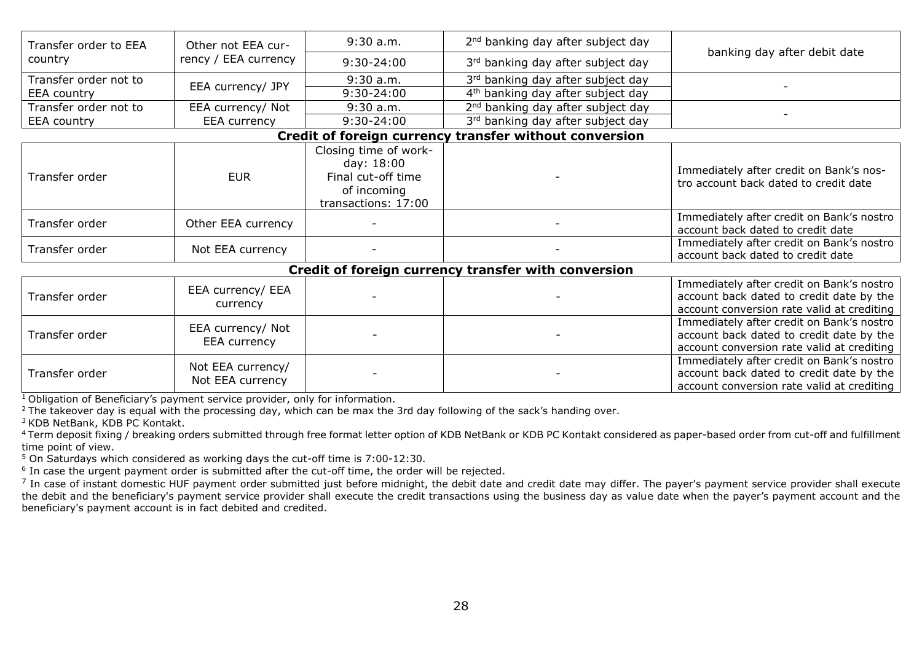| | | | | |
|---|---|---|---|---|
| Transfer order to EEA country | Other not EEA currency / EEA currency | 9:30 a.m. | 2nd banking day after subject day | banking day after debit date |
| | | 9:30-24:00 | 3rd banking day after subject day | |
| Transfer order not to EEA country | EEA currency/ JPY | 9:30 a.m. | 3rd banking day after subject day | - |
| | | 9:30-24:00 | 4th banking day after subject day | |
| Transfer order not to EEA country | EEA currency/ Not EEA currency | 9:30 a.m. | 2nd banking day after subject day | - |
| | | 9:30-24:00 | 3rd banking day after subject day | |
| **Credit of foreign currency transfer without conversion** | | | | |
| Transfer order | EUR | Closing time of workday: 18:00 Final cut-off time of incoming transactions: 17:00 | - | Immediately after credit on Bank's nostro account back dated to credit date |
| Transfer order | Other EEA currency | - | - | Immediately after credit on Bank's nostro account back dated to credit date |
| Transfer order | Not EEA currency | - | - | Immediately after credit on Bank's nostro account back dated to credit date |
| **Credit of foreign currency transfer with conversion** | | | | |
| Transfer order | EEA currency/ EEA currency | - | - | Immediately after credit on Bank's nostro account back dated to credit date by the account conversion rate valid at crediting |
| Transfer order | EEA currency/ Not EEA currency | - | - | Immediately after credit on Bank's nostro account back dated to credit date by the account conversion rate valid at crediting |
| Transfer order | Not EEA currency/ Not EEA currency | - | - | Immediately after credit on Bank's nostro account back dated to credit date by the account conversion rate valid at crediting |

[1] Obligation of Beneficiary's payment service provider, only for information.

[2] The takeover day is equal with the processing day, which can be max the 3rd day following of the sack's handing over.

[3] KDB NetBank, KDB PC Kontakt.

[4] Term deposit fixing / breaking orders submitted through free format letter option of KDB NetBank or KDB PC Kontakt considered as paper-based order from cut-off and fulfillment time point of view.

[5] On Saturdays which considered as working days the cut-off time is 7:00-12:30.

[6] In case the urgent payment order is submitted after the cut-off time, the order will be rejected.

[7] In case of instant domestic HUF payment order submitted just before midnight, the debit date and credit date may differ. The payer's payment service provider shall execute the debit and the beneficiary's payment service provider shall execute the credit transactions using the business day as value date when the payer's payment account and the beneficiary's payment account is in fact debited and credited.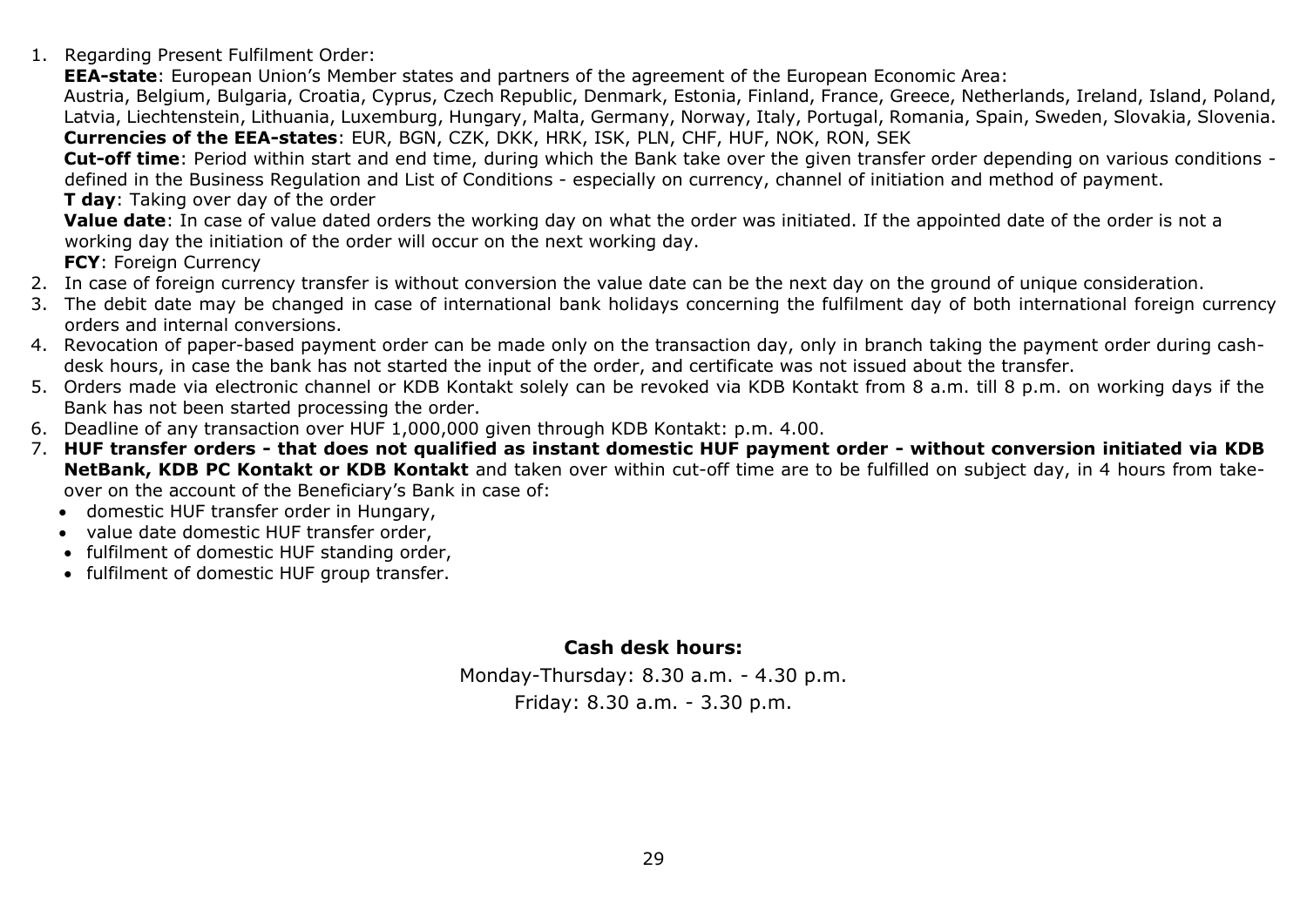1. Regarding Present Fulfilment Order:

   **EEA-state**: European Union's Member states and partners of the agreement of the European Economic Area:
   Austria, Belgium, Bulgaria, Croatia, Cyprus, Czech Republic, Denmark, Estonia, Finland, France, Greece, Netherlands, Ireland, Island, Poland, Latvia, Liechtenstein, Lithuania, Luxemburg, Hungary, Malta, Germany, Norway, Italy, Portugal, Romania, Spain, Sweden, Slovakia, Slovenia.

   **Currencies of the EEA-states**: EUR, BGN, CZK, DKK, HRK, ISK, PLN, CHF, HUF, NOK, RON, SEK

   **Cut-off time**: Period within start and end time, during which the Bank take over the given transfer order depending on various conditions - defined in the Business Regulation and List of Conditions - especially on currency, channel of initiation and method of payment.

   **T day**: Taking over day of the order

   **Value date**: In case of value dated orders the working day on what the order was initiated. If the appointed date of the order is not a working day the initiation of the order will occur on the next working day.

   **FCY**: Foreign Currency
2. In case of foreign currency transfer is without conversion the value date can be the next day on the ground of unique consideration.
3. The debit date may be changed in case of international bank holidays concerning the fulfilment day of both international foreign currency orders and internal conversions.
4. Revocation of paper-based payment order can be made only on the transaction day, only in branch taking the payment order during cash-desk hours, in case the bank has not started the input of the order, and certificate was not issued about the transfer.
5. Orders made via electronic channel or KDB Kontakt solely can be revoked via KDB Kontakt from 8 a.m. till 8 p.m. on working days if the Bank has not been started processing the order.
6. Deadline of any transaction over HUF 1,000,000 given through KDB Kontakt: p.m. 4.00.
7. **HUF transfer orders - that does not qualified as instant domestic HUF payment order - without conversion initiated via KDB NetBank, KDB PC Kontakt or KDB Kontakt** and taken over within cut-off time are to be fulfilled on subject day, in 4 hours from take-over on the account of the Beneficiary's Bank in case of:
   - domestic HUF transfer order in Hungary,
   - value date domestic HUF transfer order,
   - fulfilment of domestic HUF standing order,
   - fulfilment of domestic HUF group transfer.

**Cash desk hours:**

Monday-Thursday: 8.30 a.m. - 4.30 p.m.

Friday: 8.30 a.m. - 3.30 p.m.